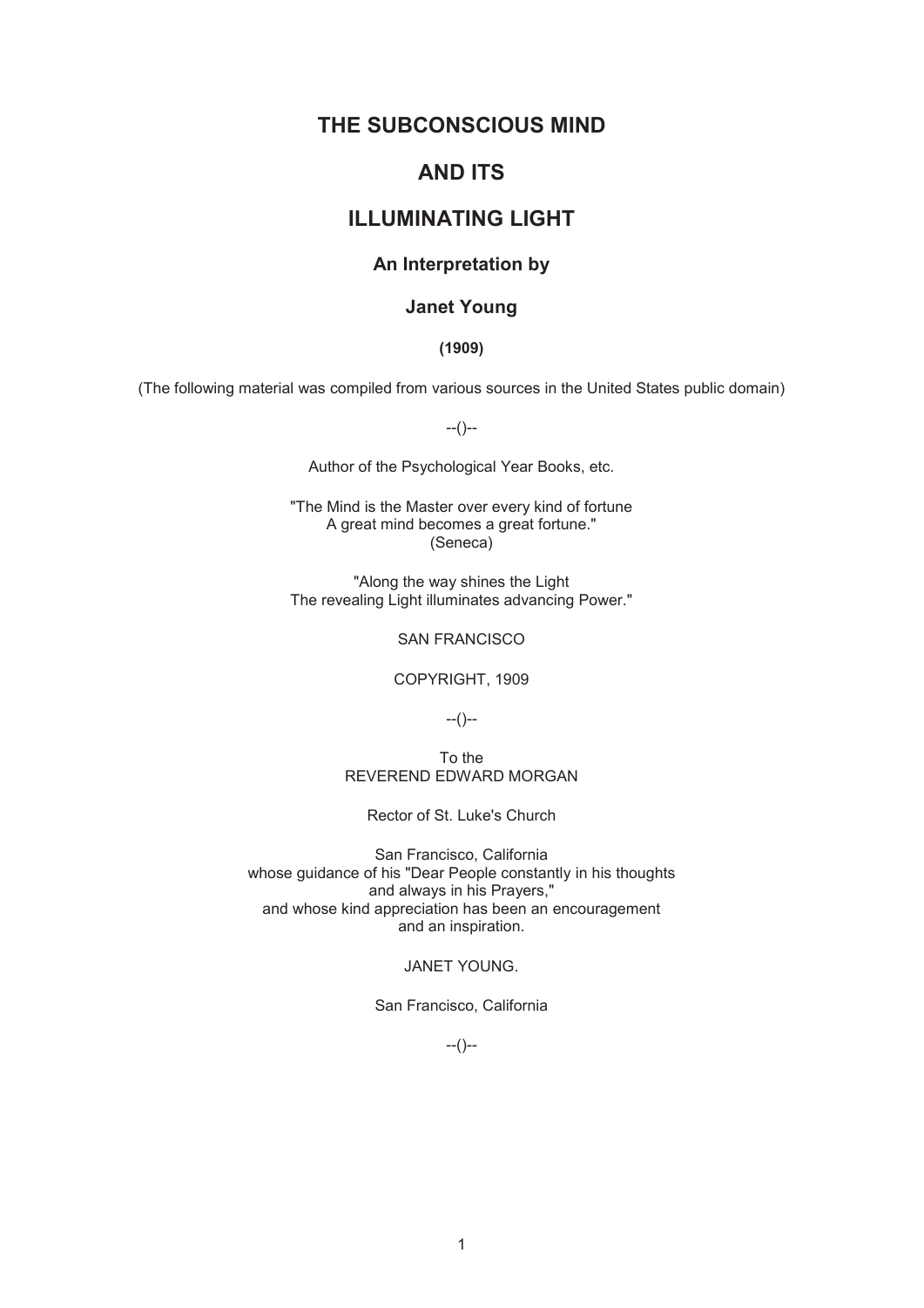# THE SUBCONSCIOUS MIND

# AND ITS

# ILLUMINATING LIGHT

### An Interpretation by

### Janet Young

**(1909)**

(The following material was compiled from various sources in the United States public domain)

--()--

Author of the Psychological Year Books, etc.

"The Mind is the Master over every kind of fortune
A great mind becomes a great fortune."
(Seneca)

"Along the way shines the Light
The revealing Light illuminates advancing Power."

SAN FRANCISCO

COPYRIGHT, 1909

--()--

To the
REVEREND EDWARD MORGAN

Rector of St. Luke's Church

San Francisco, California
whose guidance of his "Dear People constantly in his thoughts
and always in his Prayers,"
and whose kind appreciation has been an encouragement
and an inspiration.

JANET YOUNG.

San Francisco, California

--()--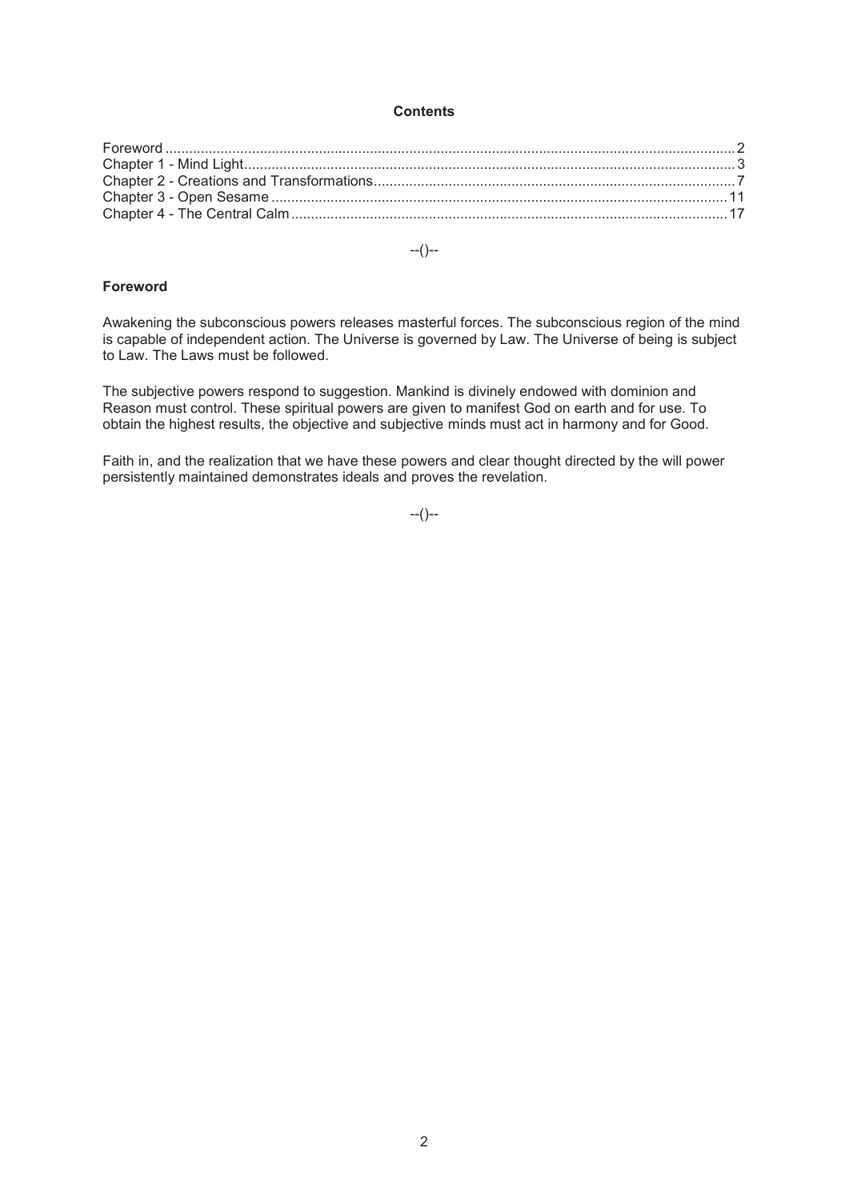**Contents**

Foreword ............................................................................................................................................2
Chapter 1 - Mind Light.........................................................................................................................3
Chapter 2 - Creations and Transformations...........................................................................................7
Chapter 3 - Open Sesame ...................................................................................................................11
Chapter 4 - The Central Calm .............................................................................................................17

--()--

## Foreword

Awakening the subconscious powers releases masterful forces. The subconscious region of the mind is capable of independent action. The Universe is governed by Law. The Universe of being is subject to Law. The Laws must be followed.

The subjective powers respond to suggestion. Mankind is divinely endowed with dominion and Reason must control. These spiritual powers are given to manifest God on earth and for use. To obtain the highest results, the objective and subjective minds must act in harmony and for Good.

Faith in, and the realization that we have these powers and clear thought directed by the will power persistently maintained demonstrates ideals and proves the revelation.

--()--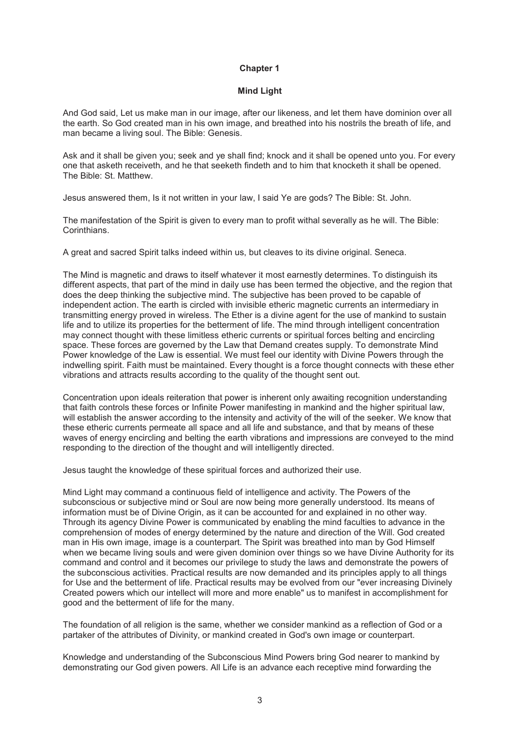# Chapter 1

## Mind Light

And God said, Let us make man in our image, after our likeness, and let them have dominion over all the earth. So God created man in his own image, and breathed into his nostrils the breath of life, and man became a living soul. The Bible: Genesis.

Ask and it shall be given you; seek and ye shall find; knock and it shall be opened unto you. For every one that asketh receiveth, and he that seeketh findeth and to him that knocketh it shall be opened. The Bible: St. Matthew.

Jesus answered them, Is it not written in your law, I said Ye are gods? The Bible: St. John.

The manifestation of the Spirit is given to every man to profit withal severally as he will. The Bible: Corinthians.

A great and sacred Spirit talks indeed within us, but cleaves to its divine original. Seneca.

The Mind is magnetic and draws to itself whatever it most earnestly determines. To distinguish its different aspects, that part of the mind in daily use has been termed the objective, and the region that does the deep thinking the subjective mind. The subjective has been proved to be capable of independent action. The earth is circled with invisible etheric magnetic currents an intermediary in transmitting energy proved in wireless. The Ether is a divine agent for the use of mankind to sustain life and to utilize its properties for the betterment of life. The mind through intelligent concentration may connect thought with these limitless etheric currents or spiritual forces belting and encircling space. These forces are governed by the Law that Demand creates supply. To demonstrate Mind Power knowledge of the Law is essential. We must feel our identity with Divine Powers through the indwelling spirit. Faith must be maintained. Every thought is a force thought connects with these ether vibrations and attracts results according to the quality of the thought sent out.

Concentration upon ideals reiteration that power is inherent only awaiting recognition understanding that faith controls these forces or Infinite Power manifesting in mankind and the higher spiritual law, will establish the answer according to the intensity and activity of the will of the seeker. We know that these etheric currents permeate all space and all life and substance, and that by means of these waves of energy encircling and belting the earth vibrations and impressions are conveyed to the mind responding to the direction of the thought and will intelligently directed.

Jesus taught the knowledge of these spiritual forces and authorized their use.

Mind Light may command a continuous field of intelligence and activity. The Powers of the subconscious or subjective mind or Soul are now being more generally understood. Its means of information must be of Divine Origin, as it can be accounted for and explained in no other way. Through its agency Divine Power is communicated by enabling the mind faculties to advance in the comprehension of modes of energy determined by the nature and direction of the Will. God created man in His own image, image is a counterpart. The Spirit was breathed into man by God Himself when we became living souls and were given dominion over things so we have Divine Authority for its command and control and it becomes our privilege to study the laws and demonstrate the powers of the subconscious activities. Practical results are now demanded and its principles apply to all things for Use and the betterment of life. Practical results may be evolved from our "ever increasing Divinely Created powers which our intellect will more and more enable" us to manifest in accomplishment for good and the betterment of life for the many.

The foundation of all religion is the same, whether we consider mankind as a reflection of God or a partaker of the attributes of Divinity, or mankind created in God's own image or counterpart.

Knowledge and understanding of the Subconscious Mind Powers bring God nearer to mankind by demonstrating our God given powers. All Life is an advance each receptive mind forwarding the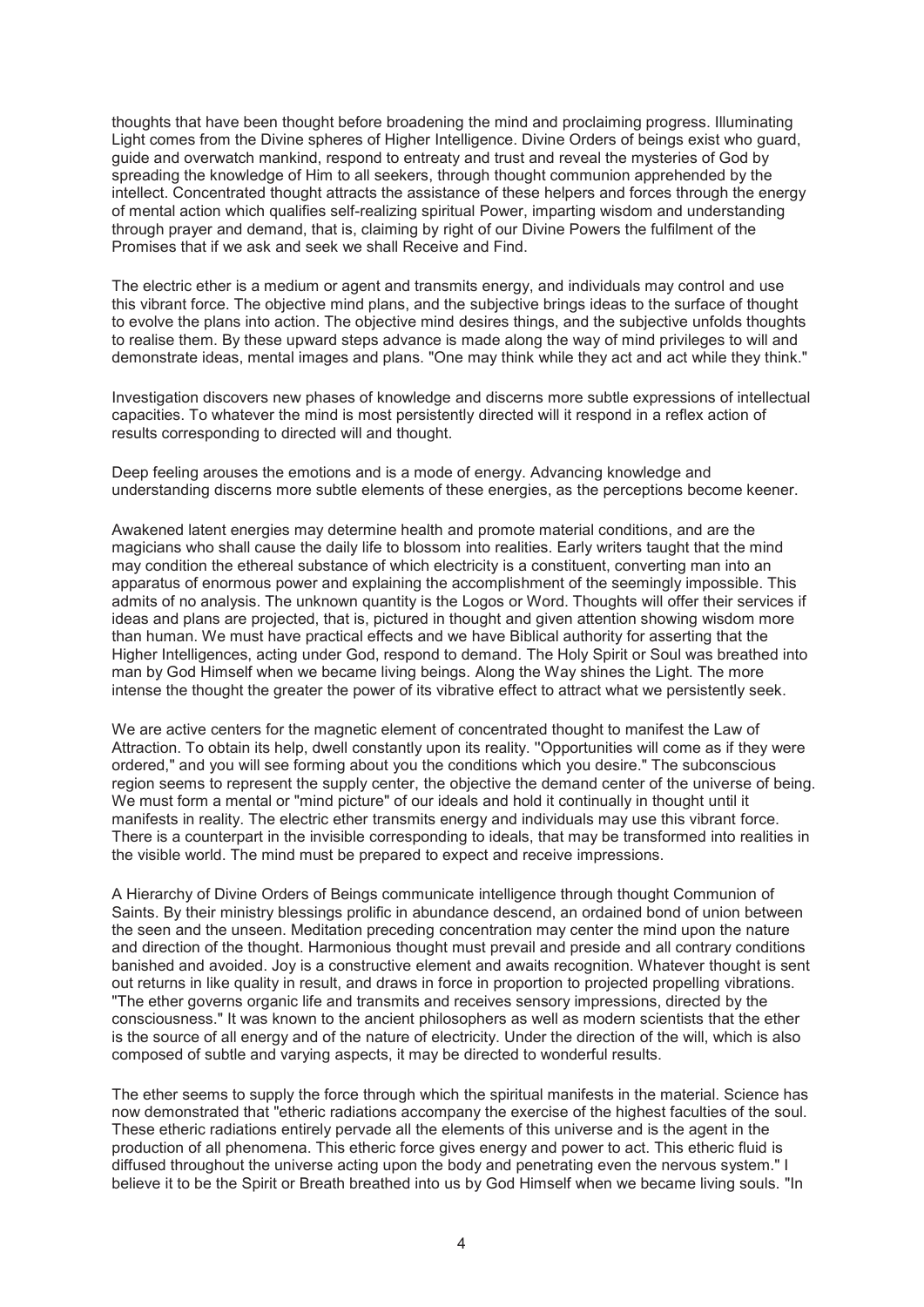thoughts that have been thought before broadening the mind and proclaiming progress. Illuminating Light comes from the Divine spheres of Higher Intelligence. Divine Orders of beings exist who guard, guide and overwatch mankind, respond to entreaty and trust and reveal the mysteries of God by spreading the knowledge of Him to all seekers, through thought communion apprehended by the intellect. Concentrated thought attracts the assistance of these helpers and forces through the energy of mental action which qualifies self-realizing spiritual Power, imparting wisdom and understanding through prayer and demand, that is, claiming by right of our Divine Powers the fulfilment of the Promises that if we ask and seek we shall Receive and Find.

The electric ether is a medium or agent and transmits energy, and individuals may control and use this vibrant force. The objective mind plans, and the subjective brings ideas to the surface of thought to evolve the plans into action. The objective mind desires things, and the subjective unfolds thoughts to realise them. By these upward steps advance is made along the way of mind privileges to will and demonstrate ideas, mental images and plans. "One may think while they act and act while they think."

Investigation discovers new phases of knowledge and discerns more subtle expressions of intellectual capacities. To whatever the mind is most persistently directed will it respond in a reflex action of results corresponding to directed will and thought.

Deep feeling arouses the emotions and is a mode of energy. Advancing knowledge and understanding discerns more subtle elements of these energies, as the perceptions become keener.

Awakened latent energies may determine health and promote material conditions, and are the magicians who shall cause the daily life to blossom into realities. Early writers taught that the mind may condition the ethereal substance of which electricity is a constituent, converting man into an apparatus of enormous power and explaining the accomplishment of the seemingly impossible. This admits of no analysis. The unknown quantity is the Logos or Word. Thoughts will offer their services if ideas and plans are projected, that is, pictured in thought and given attention showing wisdom more than human. We must have practical effects and we have Biblical authority for asserting that the Higher Intelligences, acting under God, respond to demand. The Holy Spirit or Soul was breathed into man by God Himself when we became living beings. Along the Way shines the Light. The more intense the thought the greater the power of its vibrative effect to attract what we persistently seek.

We are active centers for the magnetic element of concentrated thought to manifest the Law of Attraction. To obtain its help, dwell constantly upon its reality. "Opportunities will come as if they were ordered," and you will see forming about you the conditions which you desire." The subconscious region seems to represent the supply center, the objective the demand center of the universe of being. We must form a mental or "mind picture" of our ideals and hold it continually in thought until it manifests in reality. The electric ether transmits energy and individuals may use this vibrant force. There is a counterpart in the invisible corresponding to ideals, that may be transformed into realities in the visible world. The mind must be prepared to expect and receive impressions.

A Hierarchy of Divine Orders of Beings communicate intelligence through thought Communion of Saints. By their ministry blessings prolific in abundance descend, an ordained bond of union between the seen and the unseen. Meditation preceding concentration may center the mind upon the nature and direction of the thought. Harmonious thought must prevail and preside and all contrary conditions banished and avoided. Joy is a constructive element and awaits recognition. Whatever thought is sent out returns in like quality in result, and draws in force in proportion to projected propelling vibrations. "The ether governs organic life and transmits and receives sensory impressions, directed by the consciousness." It was known to the ancient philosophers as well as modern scientists that the ether is the source of all energy and of the nature of electricity. Under the direction of the will, which is also composed of subtle and varying aspects, it may be directed to wonderful results.

The ether seems to supply the force through which the spiritual manifests in the material. Science has now demonstrated that "etheric radiations accompany the exercise of the highest faculties of the soul. These etheric radiations entirely pervade all the elements of this universe and is the agent in the production of all phenomena. This etheric force gives energy and power to act. This etheric fluid is diffused throughout the universe acting upon the body and penetrating even the nervous system." I believe it to be the Spirit or Breath breathed into us by God Himself when we became living souls. "In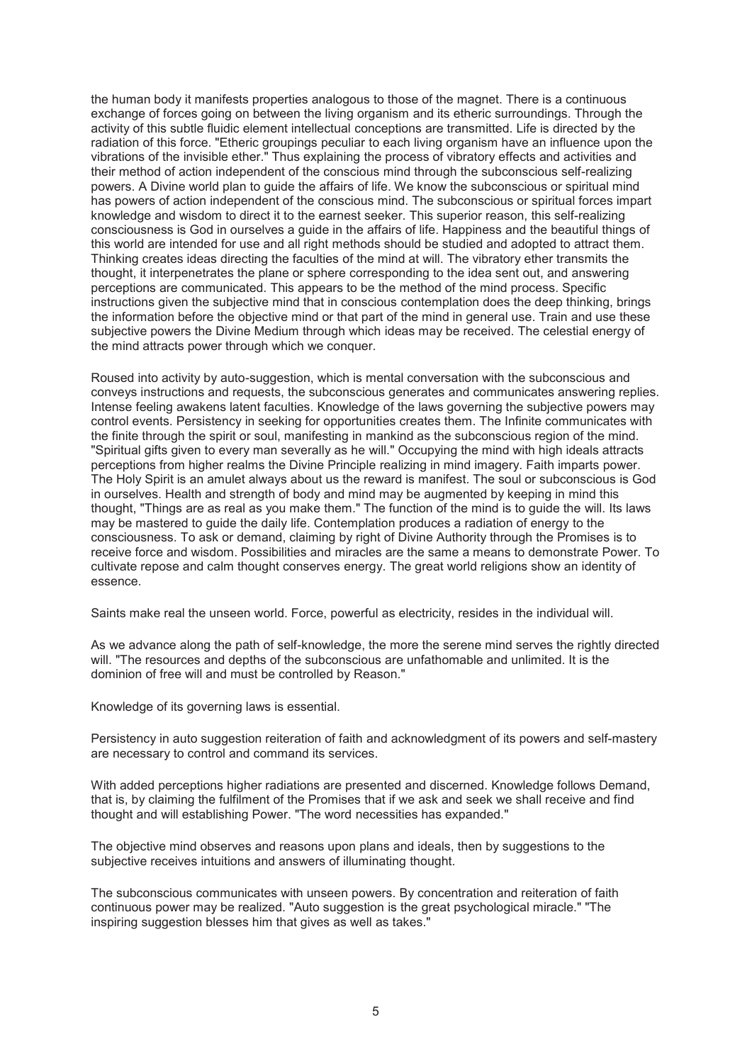the human body it manifests properties analogous to those of the magnet. There is a continuous exchange of forces going on between the living organism and its etheric surroundings. Through the activity of this subtle fluidic element intellectual conceptions are transmitted. Life is directed by the radiation of this force. "Etheric groupings peculiar to each living organism have an influence upon the vibrations of the invisible ether." Thus explaining the process of vibratory effects and activities and their method of action independent of the conscious mind through the subconscious self-realizing powers. A Divine world plan to guide the affairs of life. We know the subconscious or spiritual mind has powers of action independent of the conscious mind. The subconscious or spiritual forces impart knowledge and wisdom to direct it to the earnest seeker. This superior reason, this self-realizing consciousness is God in ourselves a guide in the affairs of life. Happiness and the beautiful things of this world are intended for use and all right methods should be studied and adopted to attract them. Thinking creates ideas directing the faculties of the mind at will. The vibratory ether transmits the thought, it interpenetrates the plane or sphere corresponding to the idea sent out, and answering perceptions are communicated. This appears to be the method of the mind process. Specific instructions given the subjective mind that in conscious contemplation does the deep thinking, brings the information before the objective mind or that part of the mind in general use. Train and use these subjective powers the Divine Medium through which ideas may be received. The celestial energy of the mind attracts power through which we conquer.

Roused into activity by auto-suggestion, which is mental conversation with the subconscious and conveys instructions and requests, the subconscious generates and communicates answering replies. Intense feeling awakens latent faculties. Knowledge of the laws governing the subjective powers may control events. Persistency in seeking for opportunities creates them. The Infinite communicates with the finite through the spirit or soul, manifesting in mankind as the subconscious region of the mind. "Spiritual gifts given to every man severally as he will." Occupying the mind with high ideals attracts perceptions from higher realms the Divine Principle realizing in mind imagery. Faith imparts power. The Holy Spirit is an amulet always about us the reward is manifest. The soul or subconscious is God in ourselves. Health and strength of body and mind may be augmented by keeping in mind this thought, "Things are as real as you make them." The function of the mind is to guide the will. Its laws may be mastered to guide the daily life. Contemplation produces a radiation of energy to the consciousness. To ask or demand, claiming by right of Divine Authority through the Promises is to receive force and wisdom. Possibilities and miracles are the same a means to demonstrate Power. To cultivate repose and calm thought conserves energy. The great world religions show an identity of essence.

Saints make real the unseen world. Force, powerful as electricity, resides in the individual will.

As we advance along the path of self-knowledge, the more the serene mind serves the rightly directed will. "The resources and depths of the subconscious are unfathomable and unlimited. It is the dominion of free will and must be controlled by Reason."

Knowledge of its governing laws is essential.

Persistency in auto suggestion reiteration of faith and acknowledgment of its powers and self-mastery are necessary to control and command its services.

With added perceptions higher radiations are presented and discerned. Knowledge follows Demand, that is, by claiming the fulfilment of the Promises that if we ask and seek we shall receive and find thought and will establishing Power. "The word necessities has expanded."

The objective mind observes and reasons upon plans and ideals, then by suggestions to the subjective receives intuitions and answers of illuminating thought.

The subconscious communicates with unseen powers. By concentration and reiteration of faith continuous power may be realized. "Auto suggestion is the great psychological miracle." "The inspiring suggestion blesses him that gives as well as takes."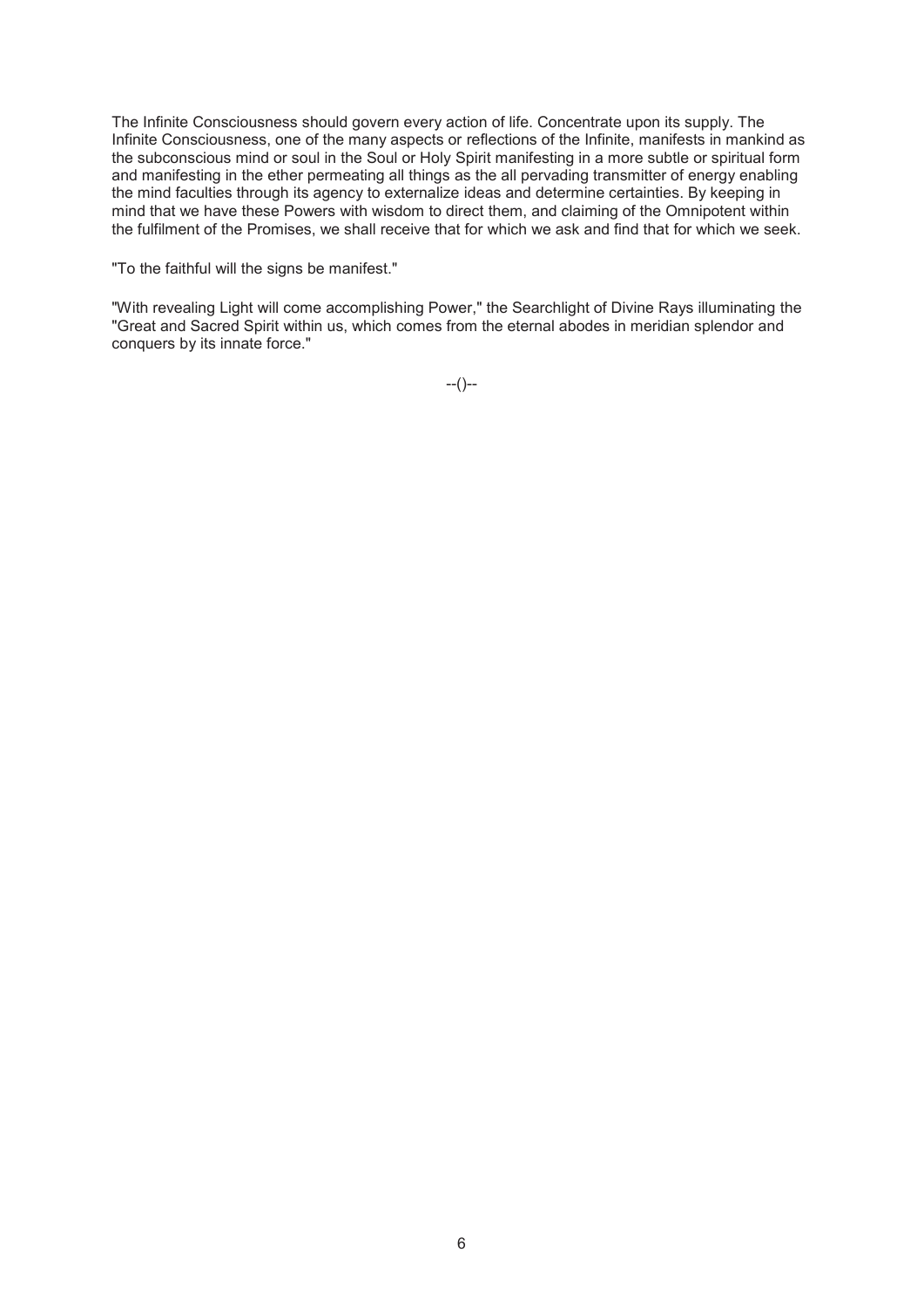The Infinite Consciousness should govern every action of life. Concentrate upon its supply. The Infinite Consciousness, one of the many aspects or reflections of the Infinite, manifests in mankind as the subconscious mind or soul in the Soul or Holy Spirit manifesting in a more subtle or spiritual form and manifesting in the ether permeating all things as the all pervading transmitter of energy enabling the mind faculties through its agency to externalize ideas and determine certainties. By keeping in mind that we have these Powers with wisdom to direct them, and claiming of the Omnipotent within the fulfilment of the Promises, we shall receive that for which we ask and find that for which we seek.

"To the faithful will the signs be manifest."

"With revealing Light will come accomplishing Power," the Searchlight of Divine Rays illuminating the "Great and Sacred Spirit within us, which comes from the eternal abodes in meridian splendor and conquers by its innate force."

--()--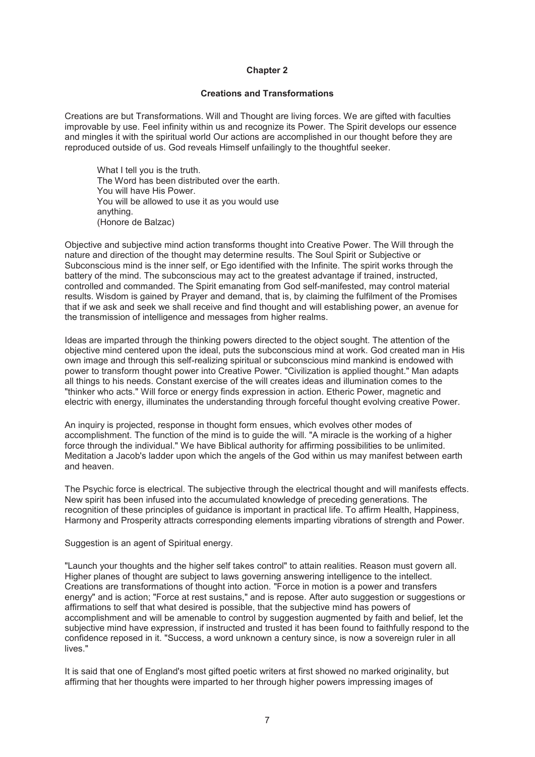## Chapter 2

### Creations and Transformations

Creations are but Transformations. Will and Thought are living forces. We are gifted with faculties improvable by use. Feel infinity within us and recognize its Power. The Spirit develops our essence and mingles it with the spiritual world Our actions are accomplished in our thought before they are reproduced outside of us. God reveals Himself unfailingly to the thoughtful seeker.

> What I tell you is the truth.  
> The Word has been distributed over the earth.  
> You will have His Power.  
> You will be allowed to use it as you would use anything.  
> (Honore de Balzac)

Objective and subjective mind action transforms thought into Creative Power. The Will through the nature and direction of the thought may determine results. The Soul Spirit or Subjective or Subconscious mind is the inner self, or Ego identified with the Infinite. The spirit works through the battery of the mind. The subconscious may act to the greatest advantage if trained, instructed, controlled and commanded. The Spirit emanating from God self-manifested, may control material results. Wisdom is gained by Prayer and demand, that is, by claiming the fulfilment of the Promises that if we ask and seek we shall receive and find thought and will establishing power, an avenue for the transmission of intelligence and messages from higher realms.

Ideas are imparted through the thinking powers directed to the object sought. The attention of the objective mind centered upon the ideal, puts the subconscious mind at work. God created man in His own image and through this self-realizing spiritual or subconscious mind mankind is endowed with power to transform thought power into Creative Power. "Civilization is applied thought." Man adapts all things to his needs. Constant exercise of the will creates ideas and illumination comes to the "thinker who acts." Will force or energy finds expression in action. Etheric Power, magnetic and electric with energy, illuminates the understanding through forceful thought evolving creative Power.

An inquiry is projected, response in thought form ensues, which evolves other modes of accomplishment. The function of the mind is to guide the will. "A miracle is the working of a higher force through the individual." We have Biblical authority for affirming possibilities to be unlimited. Meditation a Jacob's ladder upon which the angels of the God within us may manifest between earth and heaven.

The Psychic force is electrical. The subjective through the electrical thought and will manifests effects. New spirit has been infused into the accumulated knowledge of preceding generations. The recognition of these principles of guidance is important in practical life. To affirm Health, Happiness, Harmony and Prosperity attracts corresponding elements imparting vibrations of strength and Power.

Suggestion is an agent of Spiritual energy.

"Launch your thoughts and the higher self takes control" to attain realities. Reason must govern all. Higher planes of thought are subject to laws governing answering intelligence to the intellect. Creations are transformations of thought into action. "Force in motion is a power and transfers energy" and is action; "Force at rest sustains," and is repose. After auto suggestion or suggestions or affirmations to self that what desired is possible, that the subjective mind has powers of accomplishment and will be amenable to control by suggestion augmented by faith and belief, let the subjective mind have expression, if instructed and trusted it has been found to faithfully respond to the confidence reposed in it. "Success, a word unknown a century since, is now a sovereign ruler in all lives."

It is said that one of England's most gifted poetic writers at first showed no marked originality, but affirming that her thoughts were imparted to her through higher powers impressing images of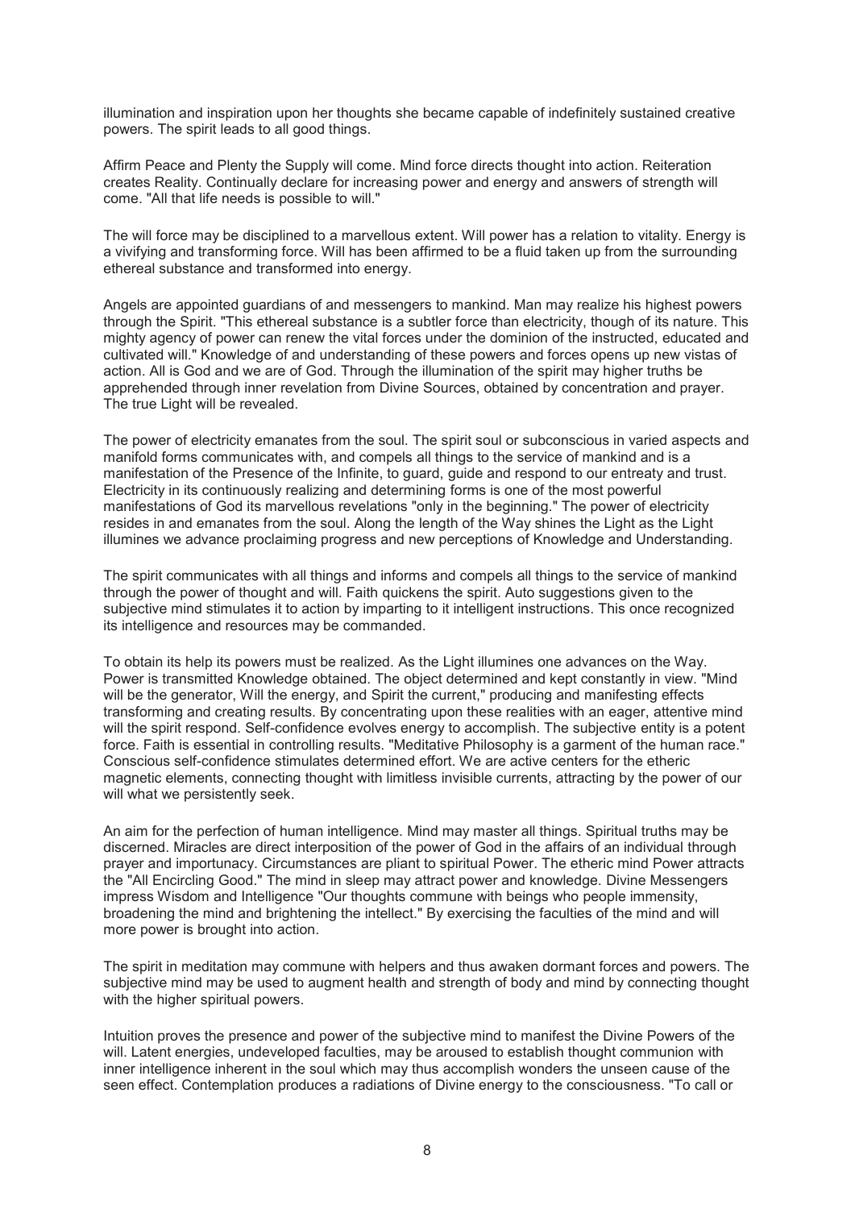illumination and inspiration upon her thoughts she became capable of indefinitely sustained creative powers. The spirit leads to all good things.

Affirm Peace and Plenty the Supply will come. Mind force directs thought into action. Reiteration creates Reality. Continually declare for increasing power and energy and answers of strength will come. "All that life needs is possible to will."

The will force may be disciplined to a marvellous extent. Will power has a relation to vitality. Energy is a vivifying and transforming force. Will has been affirmed to be a fluid taken up from the surrounding ethereal substance and transformed into energy.

Angels are appointed guardians of and messengers to mankind. Man may realize his highest powers through the Spirit. "This ethereal substance is a subtler force than electricity, though of its nature. This mighty agency of power can renew the vital forces under the dominion of the instructed, educated and cultivated will." Knowledge of and understanding of these powers and forces opens up new vistas of action. All is God and we are of God. Through the illumination of the spirit may higher truths be apprehended through inner revelation from Divine Sources, obtained by concentration and prayer. The true Light will be revealed.

The power of electricity emanates from the soul. The spirit soul or subconscious in varied aspects and manifold forms communicates with, and compels all things to the service of mankind and is a manifestation of the Presence of the Infinite, to guard, guide and respond to our entreaty and trust. Electricity in its continuously realizing and determining forms is one of the most powerful manifestations of God its marvellous revelations "only in the beginning." The power of electricity resides in and emanates from the soul. Along the length of the Way shines the Light as the Light illumines we advance proclaiming progress and new perceptions of Knowledge and Understanding.

The spirit communicates with all things and informs and compels all things to the service of mankind through the power of thought and will. Faith quickens the spirit. Auto suggestions given to the subjective mind stimulates it to action by imparting to it intelligent instructions. This once recognized its intelligence and resources may be commanded.

To obtain its help its powers must be realized. As the Light illumines one advances on the Way. Power is transmitted Knowledge obtained. The object determined and kept constantly in view. "Mind will be the generator, Will the energy, and Spirit the current," producing and manifesting effects transforming and creating results. By concentrating upon these realities with an eager, attentive mind will the spirit respond. Self-confidence evolves energy to accomplish. The subjective entity is a potent force. Faith is essential in controlling results. "Meditative Philosophy is a garment of the human race." Conscious self-confidence stimulates determined effort. We are active centers for the etheric magnetic elements, connecting thought with limitless invisible currents, attracting by the power of our will what we persistently seek.

An aim for the perfection of human intelligence. Mind may master all things. Spiritual truths may be discerned. Miracles are direct interposition of the power of God in the affairs of an individual through prayer and importunacy. Circumstances are pliant to spiritual Power. The etheric mind Power attracts the "All Encircling Good." The mind in sleep may attract power and knowledge. Divine Messengers impress Wisdom and Intelligence "Our thoughts commune with beings who people immensity, broadening the mind and brightening the intellect." By exercising the faculties of the mind and will more power is brought into action.

The spirit in meditation may commune with helpers and thus awaken dormant forces and powers. The subjective mind may be used to augment health and strength of body and mind by connecting thought with the higher spiritual powers.

Intuition proves the presence and power of the subjective mind to manifest the Divine Powers of the will. Latent energies, undeveloped faculties, may be aroused to establish thought communion with inner intelligence inherent in the soul which may thus accomplish wonders the unseen cause of the seen effect. Contemplation produces a radiations of Divine energy to the consciousness. "To call or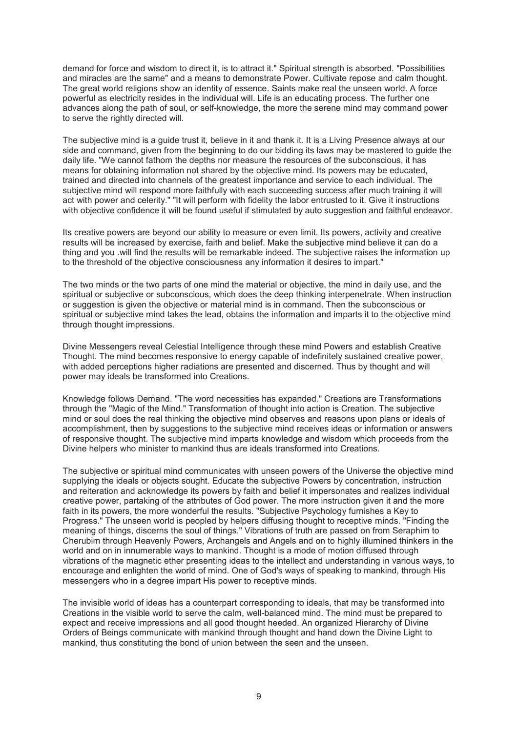demand for force and wisdom to direct it, is to attract it." Spiritual strength is absorbed. "Possibilities and miracles are the same" and a means to demonstrate Power. Cultivate repose and calm thought. The great world religions show an identity of essence. Saints make real the unseen world. A force powerful as electricity resides in the individual will. Life is an educating process. The further one advances along the path of soul, or self-knowledge, the more the serene mind may command power to serve the rightly directed will.

The subjective mind is a guide trust it, believe in it and thank it. It is a Living Presence always at our side and command, given from the beginning to do our bidding its laws may be mastered to guide the daily life. "We cannot fathom the depths nor measure the resources of the subconscious, it has means for obtaining information not shared by the objective mind. Its powers may be educated, trained and directed into channels of the greatest importance and service to each individual. The subjective mind will respond more faithfully with each succeeding success after much training it will act with power and celerity." "It will perform with fidelity the labor entrusted to it. Give it instructions with objective confidence it will be found useful if stimulated by auto suggestion and faithful endeavor.

Its creative powers are beyond our ability to measure or even limit. Its powers, activity and creative results will be increased by exercise, faith and belief. Make the subjective mind believe it can do a thing and you .will find the results will be remarkable indeed. The subjective raises the information up to the threshold of the objective consciousness any information it desires to impart."

The two minds or the two parts of one mind the material or objective, the mind in daily use, and the spiritual or subjective or subconscious, which does the deep thinking interpenetrate. When instruction or suggestion is given the objective or material mind is in command. Then the subconscious or spiritual or subjective mind takes the lead, obtains the information and imparts it to the objective mind through thought impressions.

Divine Messengers reveal Celestial Intelligence through these mind Powers and establish Creative Thought. The mind becomes responsive to energy capable of indefinitely sustained creative power, with added perceptions higher radiations are presented and discerned. Thus by thought and will power may ideals be transformed into Creations.

Knowledge follows Demand. "The word necessities has expanded." Creations are Transformations through the "Magic of the Mind." Transformation of thought into action is Creation. The subjective mind or soul does the real thinking the objective mind observes and reasons upon plans or ideals of accomplishment, then by suggestions to the subjective mind receives ideas or information or answers of responsive thought. The subjective mind imparts knowledge and wisdom which proceeds from the Divine helpers who minister to mankind thus are ideals transformed into Creations.

The subjective or spiritual mind communicates with unseen powers of the Universe the objective mind supplying the ideals or objects sought. Educate the subjective Powers by concentration, instruction and reiteration and acknowledge its powers by faith and belief it impersonates and realizes individual creative power, partaking of the attributes of God power. The more instruction given it and the more faith in its powers, the more wonderful the results. "Subjective Psychology furnishes a Key to Progress." The unseen world is peopled by helpers diffusing thought to receptive minds. "Finding the meaning of things, discerns the soul of things." Vibrations of truth are passed on from Seraphim to Cherubim through Heavenly Powers, Archangels and Angels and on to highly illumined thinkers in the world and on in innumerable ways to mankind. Thought is a mode of motion diffused through vibrations of the magnetic ether presenting ideas to the intellect and understanding in various ways, to encourage and enlighten the world of mind. One of God's ways of speaking to mankind, through His messengers who in a degree impart His power to receptive minds.

The invisible world of ideas has a counterpart corresponding to ideals, that may be transformed into Creations in the visible world to serve the calm, well-balanced mind. The mind must be prepared to expect and receive impressions and all good thought heeded. An organized Hierarchy of Divine Orders of Beings communicate with mankind through thought and hand down the Divine Light to mankind, thus constituting the bond of union between the seen and the unseen.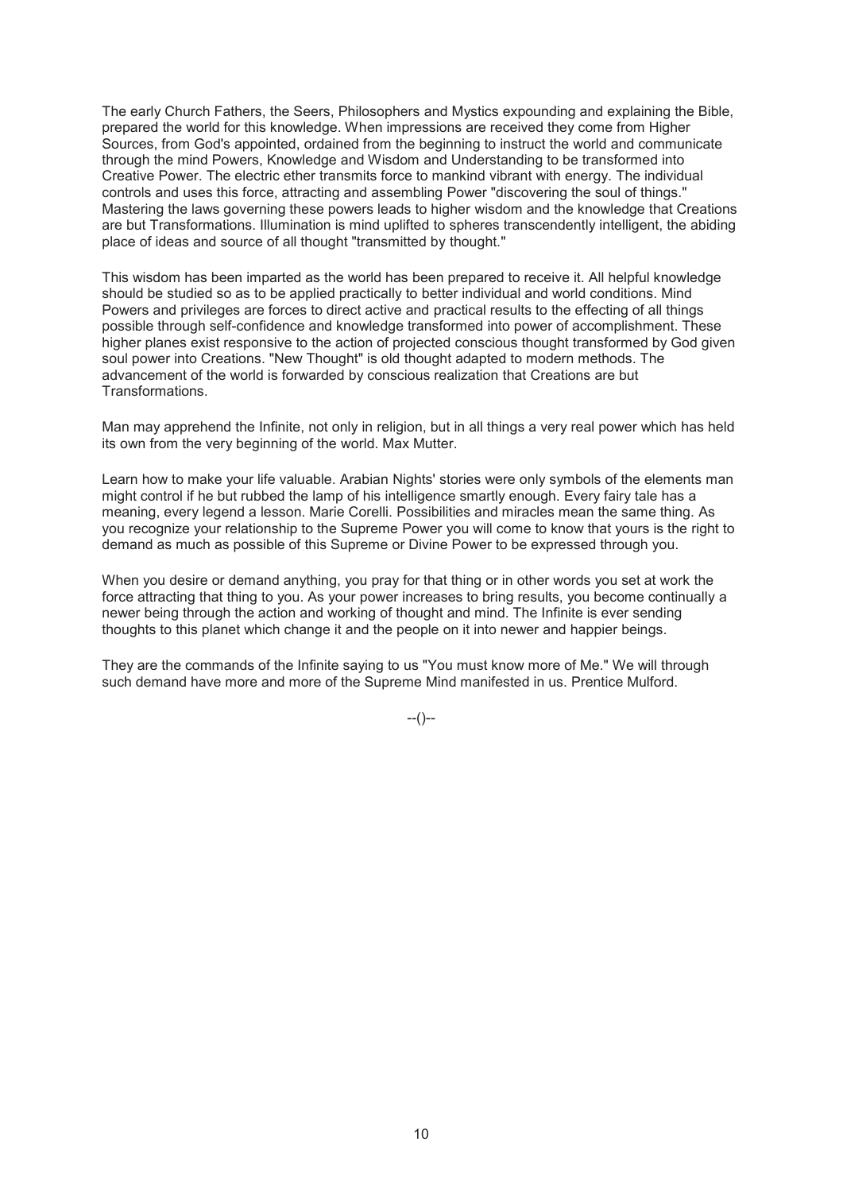The early Church Fathers, the Seers, Philosophers and Mystics expounding and explaining the Bible, prepared the world for this knowledge. When impressions are received they come from Higher Sources, from God's appointed, ordained from the beginning to instruct the world and communicate through the mind Powers, Knowledge and Wisdom and Understanding to be transformed into Creative Power. The electric ether transmits force to mankind vibrant with energy. The individual controls and uses this force, attracting and assembling Power "discovering the soul of things." Mastering the laws governing these powers leads to higher wisdom and the knowledge that Creations are but Transformations. Illumination is mind uplifted to spheres transcendently intelligent, the abiding place of ideas and source of all thought "transmitted by thought."

This wisdom has been imparted as the world has been prepared to receive it. All helpful knowledge should be studied so as to be applied practically to better individual and world conditions. Mind Powers and privileges are forces to direct active and practical results to the effecting of all things possible through self-confidence and knowledge transformed into power of accomplishment. These higher planes exist responsive to the action of projected conscious thought transformed by God given soul power into Creations. "New Thought" is old thought adapted to modern methods. The advancement of the world is forwarded by conscious realization that Creations are but Transformations.

Man may apprehend the Infinite, not only in religion, but in all things a very real power which has held its own from the very beginning of the world. Max Mutter.

Learn how to make your life valuable. Arabian Nights' stories were only symbols of the elements man might control if he but rubbed the lamp of his intelligence smartly enough. Every fairy tale has a meaning, every legend a lesson. Marie Corelli. Possibilities and miracles mean the same thing. As you recognize your relationship to the Supreme Power you will come to know that yours is the right to demand as much as possible of this Supreme or Divine Power to be expressed through you.

When you desire or demand anything, you pray for that thing or in other words you set at work the force attracting that thing to you. As your power increases to bring results, you become continually a newer being through the action and working of thought and mind. The Infinite is ever sending thoughts to this planet which change it and the people on it into newer and happier beings.

They are the commands of the Infinite saying to us "You must know more of Me." We will through such demand have more and more of the Supreme Mind manifested in us. Prentice Mulford.

--()--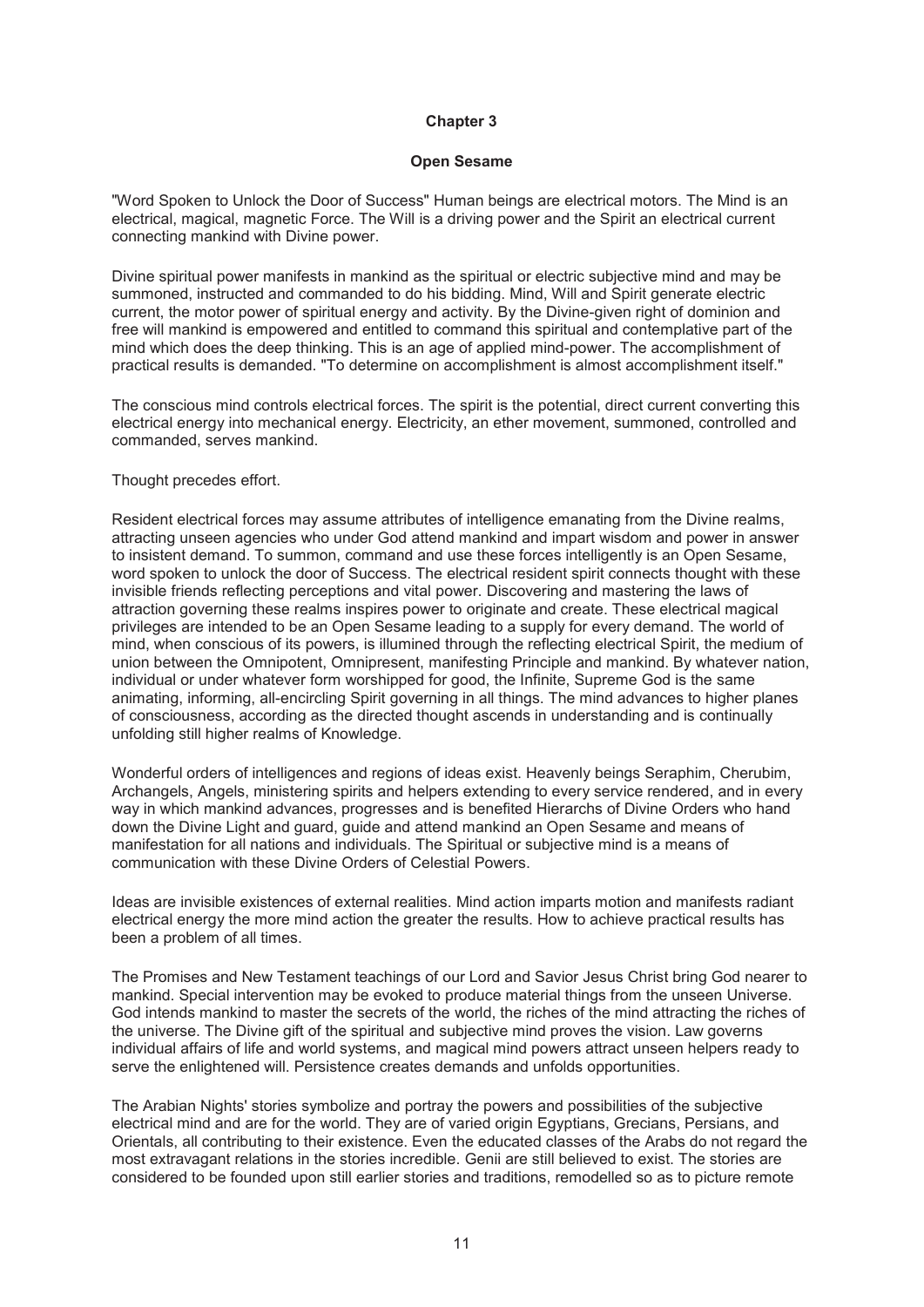## Chapter 3

### Open Sesame

"Word Spoken to Unlock the Door of Success" Human beings are electrical motors. The Mind is an electrical, magical, magnetic Force. The Will is a driving power and the Spirit an electrical current connecting mankind with Divine power.

Divine spiritual power manifests in mankind as the spiritual or electric subjective mind and may be summoned, instructed and commanded to do his bidding. Mind, Will and Spirit generate electric current, the motor power of spiritual energy and activity. By the Divine-given right of dominion and free will mankind is empowered and entitled to command this spiritual and contemplative part of the mind which does the deep thinking. This is an age of applied mind-power. The accomplishment of practical results is demanded. "To determine on accomplishment is almost accomplishment itself."

The conscious mind controls electrical forces. The spirit is the potential, direct current converting this electrical energy into mechanical energy. Electricity, an ether movement, summoned, controlled and commanded, serves mankind.

Thought precedes effort.

Resident electrical forces may assume attributes of intelligence emanating from the Divine realms, attracting unseen agencies who under God attend mankind and impart wisdom and power in answer to insistent demand. To summon, command and use these forces intelligently is an Open Sesame, word spoken to unlock the door of Success. The electrical resident spirit connects thought with these invisible friends reflecting perceptions and vital power. Discovering and mastering the laws of attraction governing these realms inspires power to originate and create. These electrical magical privileges are intended to be an Open Sesame leading to a supply for every demand. The world of mind, when conscious of its powers, is illumined through the reflecting electrical Spirit, the medium of union between the Omnipotent, Omnipresent, manifesting Principle and mankind. By whatever nation, individual or under whatever form worshipped for good, the Infinite, Supreme God is the same animating, informing, all-encircling Spirit governing in all things. The mind advances to higher planes of consciousness, according as the directed thought ascends in understanding and is continually unfolding still higher realms of Knowledge.

Wonderful orders of intelligences and regions of ideas exist. Heavenly beings Seraphim, Cherubim, Archangels, Angels, ministering spirits and helpers extending to every service rendered, and in every way in which mankind advances, progresses and is benefited Hierarchs of Divine Orders who hand down the Divine Light and guard, guide and attend mankind an Open Sesame and means of manifestation for all nations and individuals. The Spiritual or subjective mind is a means of communication with these Divine Orders of Celestial Powers.

Ideas are invisible existences of external realities. Mind action imparts motion and manifests radiant electrical energy the more mind action the greater the results. How to achieve practical results has been a problem of all times.

The Promises and New Testament teachings of our Lord and Savior Jesus Christ bring God nearer to mankind. Special intervention may be evoked to produce material things from the unseen Universe. God intends mankind to master the secrets of the world, the riches of the mind attracting the riches of the universe. The Divine gift of the spiritual and subjective mind proves the vision. Law governs individual affairs of life and world systems, and magical mind powers attract unseen helpers ready to serve the enlightened will. Persistence creates demands and unfolds opportunities.

The Arabian Nights' stories symbolize and portray the powers and possibilities of the subjective electrical mind and are for the world. They are of varied origin Egyptians, Grecians, Persians, and Orientals, all contributing to their existence. Even the educated classes of the Arabs do not regard the most extravagant relations in the stories incredible. Genii are still believed to exist. The stories are considered to be founded upon still earlier stories and traditions, remodelled so as to picture remote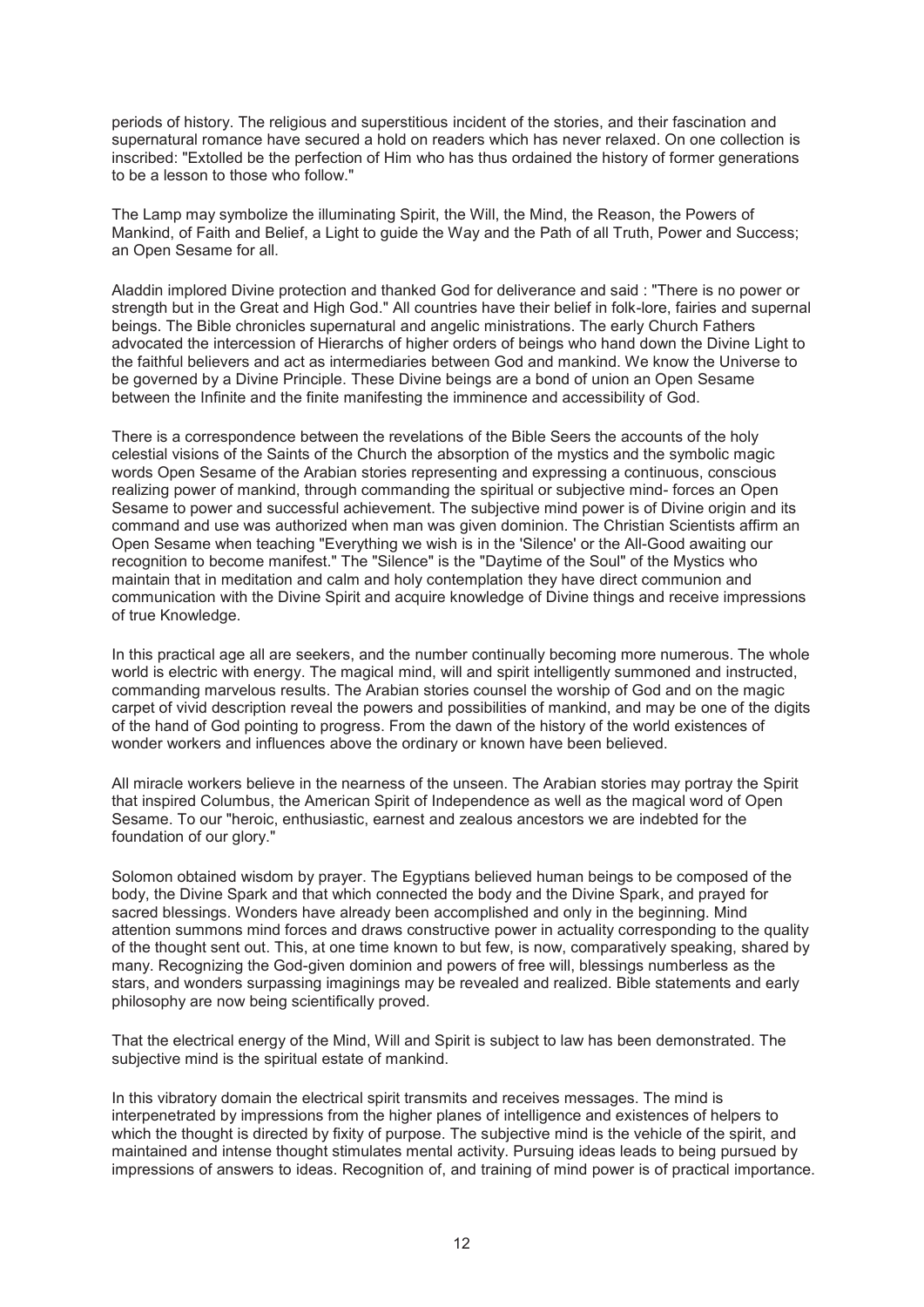periods of history. The religious and superstitious incident of the stories, and their fascination and supernatural romance have secured a hold on readers which has never relaxed. On one collection is inscribed: "Extolled be the perfection of Him who has thus ordained the history of former generations to be a lesson to those who follow."

The Lamp may symbolize the illuminating Spirit, the Will, the Mind, the Reason, the Powers of Mankind, of Faith and Belief, a Light to guide the Way and the Path of all Truth, Power and Success; an Open Sesame for all.

Aladdin implored Divine protection and thanked God for deliverance and said : "There is no power or strength but in the Great and High God." All countries have their belief in folk-lore, fairies and supernal beings. The Bible chronicles supernatural and angelic ministrations. The early Church Fathers advocated the intercession of Hierarchs of higher orders of beings who hand down the Divine Light to the faithful believers and act as intermediaries between God and mankind. We know the Universe to be governed by a Divine Principle. These Divine beings are a bond of union an Open Sesame between the Infinite and the finite manifesting the imminence and accessibility of God.

There is a correspondence between the revelations of the Bible Seers the accounts of the holy celestial visions of the Saints of the Church the absorption of the mystics and the symbolic magic words Open Sesame of the Arabian stories representing and expressing a continuous, conscious realizing power of mankind, through commanding the spiritual or subjective mind- forces an Open Sesame to power and successful achievement. The subjective mind power is of Divine origin and its command and use was authorized when man was given dominion. The Christian Scientists affirm an Open Sesame when teaching "Everything we wish is in the 'Silence' or the All-Good awaiting our recognition to become manifest." The "Silence" is the "Daytime of the Soul" of the Mystics who maintain that in meditation and calm and holy contemplation they have direct communion and communication with the Divine Spirit and acquire knowledge of Divine things and receive impressions of true Knowledge.

In this practical age all are seekers, and the number continually becoming more numerous. The whole world is electric with energy. The magical mind, will and spirit intelligently summoned and instructed, commanding marvelous results. The Arabian stories counsel the worship of God and on the magic carpet of vivid description reveal the powers and possibilities of mankind, and may be one of the digits of the hand of God pointing to progress. From the dawn of the history of the world existences of wonder workers and influences above the ordinary or known have been believed.

All miracle workers believe in the nearness of the unseen. The Arabian stories may portray the Spirit that inspired Columbus, the American Spirit of Independence as well as the magical word of Open Sesame. To our "heroic, enthusiastic, earnest and zealous ancestors we are indebted for the foundation of our glory."

Solomon obtained wisdom by prayer. The Egyptians believed human beings to be composed of the body, the Divine Spark and that which connected the body and the Divine Spark, and prayed for sacred blessings. Wonders have already been accomplished and only in the beginning. Mind attention summons mind forces and draws constructive power in actuality corresponding to the quality of the thought sent out. This, at one time known to but few, is now, comparatively speaking, shared by many. Recognizing the God-given dominion and powers of free will, blessings numberless as the stars, and wonders surpassing imaginings may be revealed and realized. Bible statements and early philosophy are now being scientifically proved.

That the electrical energy of the Mind, Will and Spirit is subject to law has been demonstrated. The subjective mind is the spiritual estate of mankind.

In this vibratory domain the electrical spirit transmits and receives messages. The mind is interpenetrated by impressions from the higher planes of intelligence and existences of helpers to which the thought is directed by fixity of purpose. The subjective mind is the vehicle of the spirit, and maintained and intense thought stimulates mental activity. Pursuing ideas leads to being pursued by impressions of answers to ideas. Recognition of, and training of mind power is of practical importance.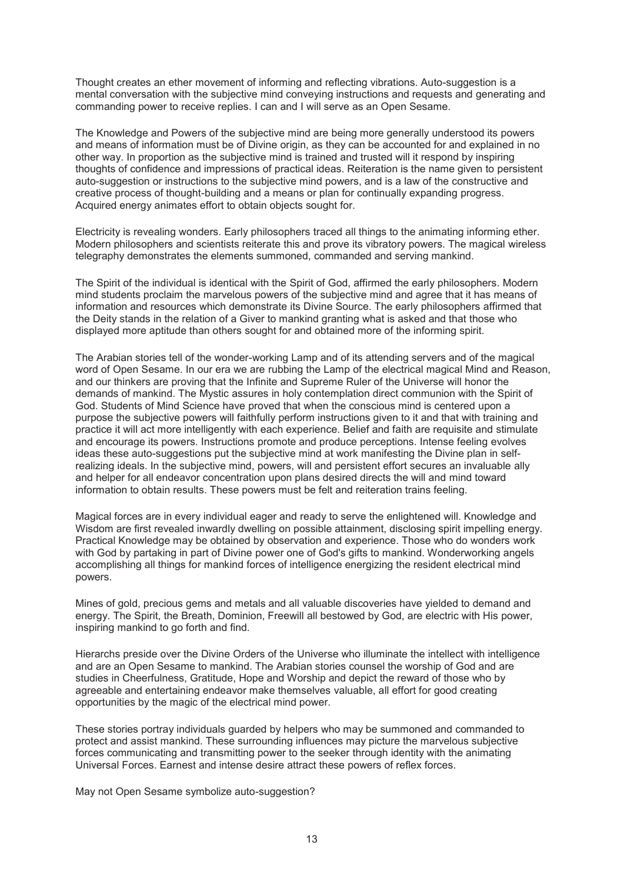Thought creates an ether movement of informing and reflecting vibrations. Auto-suggestion is a mental conversation with the subjective mind conveying instructions and requests and generating and commanding power to receive replies. I can and I will serve as an Open Sesame.

The Knowledge and Powers of the subjective mind are being more generally understood its powers and means of information must be of Divine origin, as they can be accounted for and explained in no other way. In proportion as the subjective mind is trained and trusted will it respond by inspiring thoughts of confidence and impressions of practical ideas. Reiteration is the name given to persistent auto-suggestion or instructions to the subjective mind powers, and is a law of the constructive and creative process of thought-building and a means or plan for continually expanding progress. Acquired energy animates effort to obtain objects sought for.

Electricity is revealing wonders. Early philosophers traced all things to the animating informing ether. Modern philosophers and scientists reiterate this and prove its vibratory powers. The magical wireless telegraphy demonstrates the elements summoned, commanded and serving mankind.

The Spirit of the individual is identical with the Spirit of God, affirmed the early philosophers. Modern mind students proclaim the marvelous powers of the subjective mind and agree that it has means of information and resources which demonstrate its Divine Source. The early philosophers affirmed that the Deity stands in the relation of a Giver to mankind granting what is asked and that those who displayed more aptitude than others sought for and obtained more of the informing spirit.

The Arabian stories tell of the wonder-working Lamp and of its attending servers and of the magical word of Open Sesame. In our era we are rubbing the Lamp of the electrical magical Mind and Reason, and our thinkers are proving that the Infinite and Supreme Ruler of the Universe will honor the demands of mankind. The Mystic assures in holy contemplation direct communion with the Spirit of God. Students of Mind Science have proved that when the conscious mind is centered upon a purpose the subjective powers will faithfully perform instructions given to it and that with training and practice it will act more intelligently with each experience. Belief and faith are requisite and stimulate and encourage its powers. Instructions promote and produce perceptions. Intense feeling evolves ideas these auto-suggestions put the subjective mind at work manifesting the Divine plan in self-realizing ideals. In the subjective mind, powers, will and persistent effort secures an invaluable ally and helper for all endeavor concentration upon plans desired directs the will and mind toward information to obtain results. These powers must be felt and reiteration trains feeling.

Magical forces are in every individual eager and ready to serve the enlightened will. Knowledge and Wisdom are first revealed inwardly dwelling on possible attainment, disclosing spirit impelling energy. Practical Knowledge may be obtained by observation and experience. Those who do wonders work with God by partaking in part of Divine power one of God's gifts to mankind. Wonderworking angels accomplishing all things for mankind forces of intelligence energizing the resident electrical mind powers.

Mines of gold, precious gems and metals and all valuable discoveries have yielded to demand and energy. The Spirit, the Breath, Dominion, Freewill all bestowed by God, are electric with His power, inspiring mankind to go forth and find.

Hierarchs preside over the Divine Orders of the Universe who illuminate the intellect with intelligence and are an Open Sesame to mankind. The Arabian stories counsel the worship of God and are studies in Cheerfulness, Gratitude, Hope and Worship and depict the reward of those who by agreeable and entertaining endeavor make themselves valuable, all effort for good creating opportunities by the magic of the electrical mind power.

These stories portray individuals guarded by helpers who may be summoned and commanded to protect and assist mankind. These surrounding influences may picture the marvelous subjective forces communicating and transmitting power to the seeker through identity with the animating Universal Forces. Earnest and intense desire attract these powers of reflex forces.

May not Open Sesame symbolize auto-suggestion?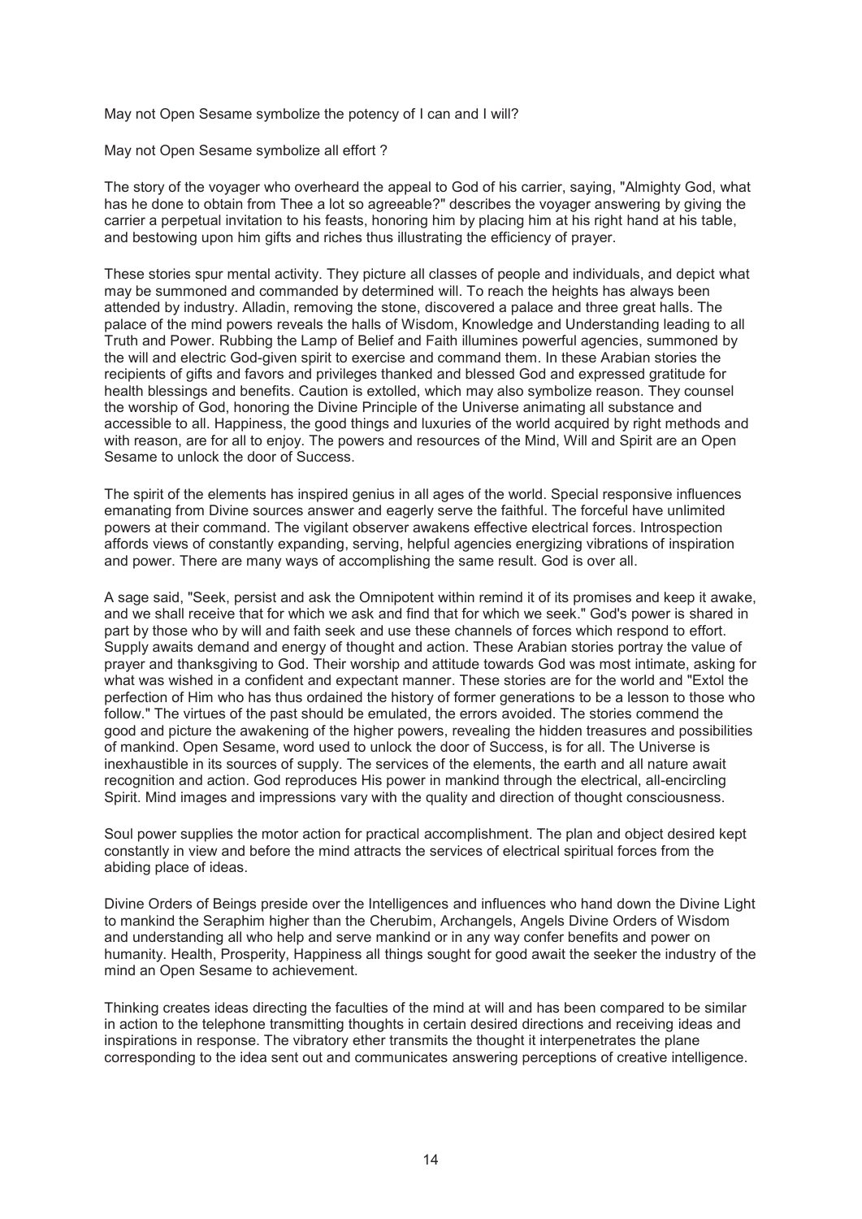May not Open Sesame symbolize the potency of I can and I will?

May not Open Sesame symbolize all effort ?

The story of the voyager who overheard the appeal to God of his carrier, saying, "Almighty God, what has he done to obtain from Thee a lot so agreeable?" describes the voyager answering by giving the carrier a perpetual invitation to his feasts, honoring him by placing him at his right hand at his table, and bestowing upon him gifts and riches thus illustrating the efficiency of prayer.

These stories spur mental activity. They picture all classes of people and individuals, and depict what may be summoned and commanded by determined will. To reach the heights has always been attended by industry. Alladin, removing the stone, discovered a palace and three great halls. The palace of the mind powers reveals the halls of Wisdom, Knowledge and Understanding leading to all Truth and Power. Rubbing the Lamp of Belief and Faith illumines powerful agencies, summoned by the will and electric God-given spirit to exercise and command them. In these Arabian stories the recipients of gifts and favors and privileges thanked and blessed God and expressed gratitude for health blessings and benefits. Caution is extolled, which may also symbolize reason. They counsel the worship of God, honoring the Divine Principle of the Universe animating all substance and accessible to all. Happiness, the good things and luxuries of the world acquired by right methods and with reason, are for all to enjoy. The powers and resources of the Mind, Will and Spirit are an Open Sesame to unlock the door of Success.

The spirit of the elements has inspired genius in all ages of the world. Special responsive influences emanating from Divine sources answer and eagerly serve the faithful. The forceful have unlimited powers at their command. The vigilant observer awakens effective electrical forces. Introspection affords views of constantly expanding, serving, helpful agencies energizing vibrations of inspiration and power. There are many ways of accomplishing the same result. God is over all.

A sage said, "Seek, persist and ask the Omnipotent within remind it of its promises and keep it awake, and we shall receive that for which we ask and find that for which we seek." God's power is shared in part by those who by will and faith seek and use these channels of forces which respond to effort. Supply awaits demand and energy of thought and action. These Arabian stories portray the value of prayer and thanksgiving to God. Their worship and attitude towards God was most intimate, asking for what was wished in a confident and expectant manner. These stories are for the world and "Extol the perfection of Him who has thus ordained the history of former generations to be a lesson to those who follow." The virtues of the past should be emulated, the errors avoided. The stories commend the good and picture the awakening of the higher powers, revealing the hidden treasures and possibilities of mankind. Open Sesame, word used to unlock the door of Success, is for all. The Universe is inexhaustible in its sources of supply. The services of the elements, the earth and all nature await recognition and action. God reproduces His power in mankind through the electrical, all-encircling Spirit. Mind images and impressions vary with the quality and direction of thought consciousness.

Soul power supplies the motor action for practical accomplishment. The plan and object desired kept constantly in view and before the mind attracts the services of electrical spiritual forces from the abiding place of ideas.

Divine Orders of Beings preside over the Intelligences and influences who hand down the Divine Light to mankind the Seraphim higher than the Cherubim, Archangels, Angels Divine Orders of Wisdom and understanding all who help and serve mankind or in any way confer benefits and power on humanity. Health, Prosperity, Happiness all things sought for good await the seeker the industry of the mind an Open Sesame to achievement.

Thinking creates ideas directing the faculties of the mind at will and has been compared to be similar in action to the telephone transmitting thoughts in certain desired directions and receiving ideas and inspirations in response. The vibratory ether transmits the thought it interpenetrates the plane corresponding to the idea sent out and communicates answering perceptions of creative intelligence.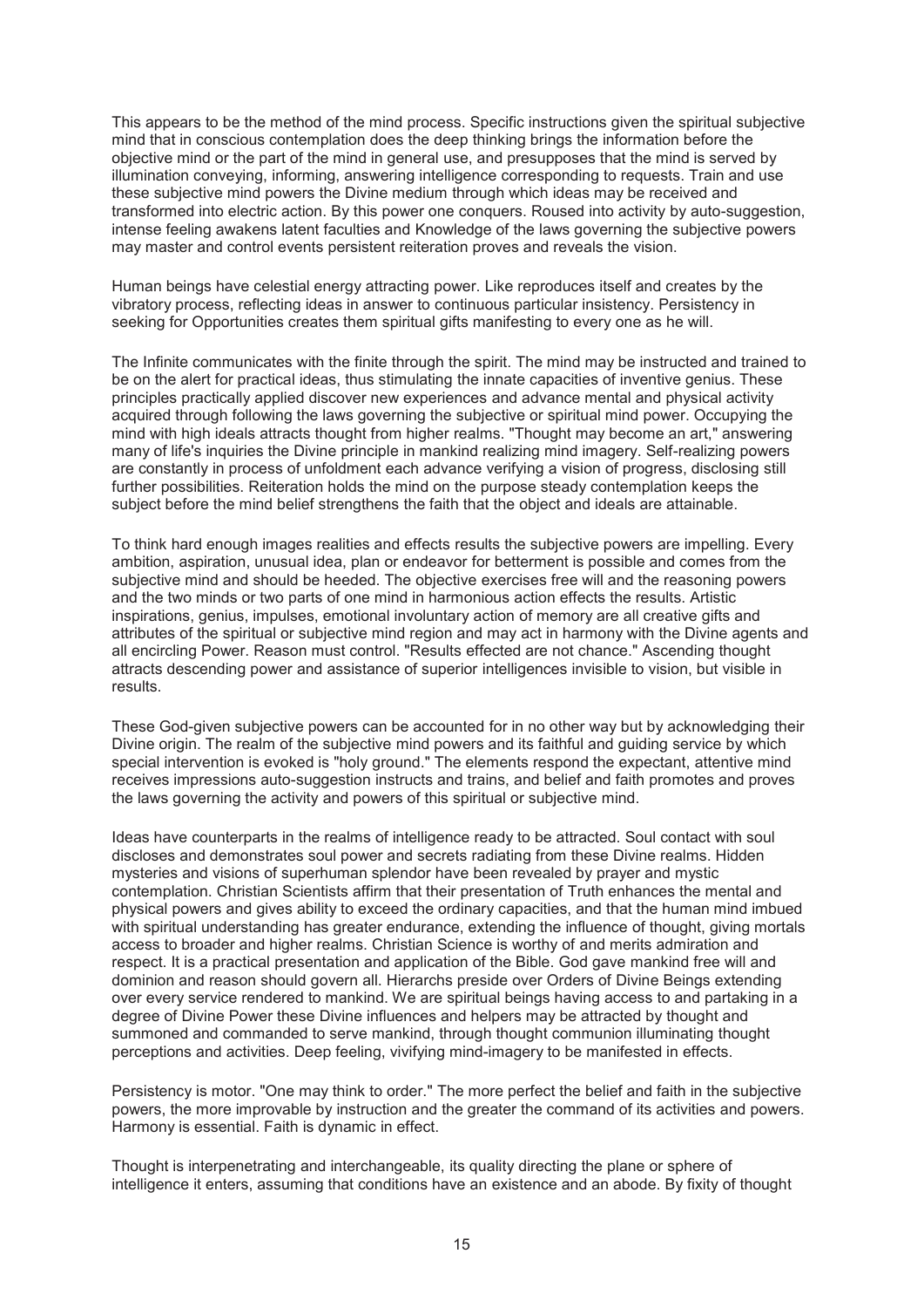This appears to be the method of the mind process. Specific instructions given the spiritual subjective mind that in conscious contemplation does the deep thinking brings the information before the objective mind or the part of the mind in general use, and presupposes that the mind is served by illumination conveying, informing, answering intelligence corresponding to requests. Train and use these subjective mind powers the Divine medium through which ideas may be received and transformed into electric action. By this power one conquers. Roused into activity by auto-suggestion, intense feeling awakens latent faculties and Knowledge of the laws governing the subjective powers may master and control events persistent reiteration proves and reveals the vision.

Human beings have celestial energy attracting power. Like reproduces itself and creates by the vibratory process, reflecting ideas in answer to continuous particular insistency. Persistency in seeking for Opportunities creates them spiritual gifts manifesting to every one as he will.

The Infinite communicates with the finite through the spirit. The mind may be instructed and trained to be on the alert for practical ideas, thus stimulating the innate capacities of inventive genius. These principles practically applied discover new experiences and advance mental and physical activity acquired through following the laws governing the subjective or spiritual mind power. Occupying the mind with high ideals attracts thought from higher realms. "Thought may become an art," answering many of life's inquiries the Divine principle in mankind realizing mind imagery. Self-realizing powers are constantly in process of unfoldment each advance verifying a vision of progress, disclosing still further possibilities. Reiteration holds the mind on the purpose steady contemplation keeps the subject before the mind belief strengthens the faith that the object and ideals are attainable.

To think hard enough images realities and effects results the subjective powers are impelling. Every ambition, aspiration, unusual idea, plan or endeavor for betterment is possible and comes from the subjective mind and should be heeded. The objective exercises free will and the reasoning powers and the two minds or two parts of one mind in harmonious action effects the results. Artistic inspirations, genius, impulses, emotional involuntary action of memory are all creative gifts and attributes of the spiritual or subjective mind region and may act in harmony with the Divine agents and all encircling Power. Reason must control. "Results effected are not chance." Ascending thought attracts descending power and assistance of superior intelligences invisible to vision, but visible in results.

These God-given subjective powers can be accounted for in no other way but by acknowledging their Divine origin. The realm of the subjective mind powers and its faithful and guiding service by which special intervention is evoked is "holy ground." The elements respond the expectant, attentive mind receives impressions auto-suggestion instructs and trains, and belief and faith promotes and proves the laws governing the activity and powers of this spiritual or subjective mind.

Ideas have counterparts in the realms of intelligence ready to be attracted. Soul contact with soul discloses and demonstrates soul power and secrets radiating from these Divine realms. Hidden mysteries and visions of superhuman splendor have been revealed by prayer and mystic contemplation. Christian Scientists affirm that their presentation of Truth enhances the mental and physical powers and gives ability to exceed the ordinary capacities, and that the human mind imbued with spiritual understanding has greater endurance, extending the influence of thought, giving mortals access to broader and higher realms. Christian Science is worthy of and merits admiration and respect. It is a practical presentation and application of the Bible. God gave mankind free will and dominion and reason should govern all. Hierarchs preside over Orders of Divine Beings extending over every service rendered to mankind. We are spiritual beings having access to and partaking in a degree of Divine Power these Divine influences and helpers may be attracted by thought and summoned and commanded to serve mankind, through thought communion illuminating thought perceptions and activities. Deep feeling, vivifying mind-imagery to be manifested in effects.

Persistency is motor. "One may think to order." The more perfect the belief and faith in the subjective powers, the more improvable by instruction and the greater the command of its activities and powers. Harmony is essential. Faith is dynamic in effect.

Thought is interpenetrating and interchangeable, its quality directing the plane or sphere of intelligence it enters, assuming that conditions have an existence and an abode. By fixity of thought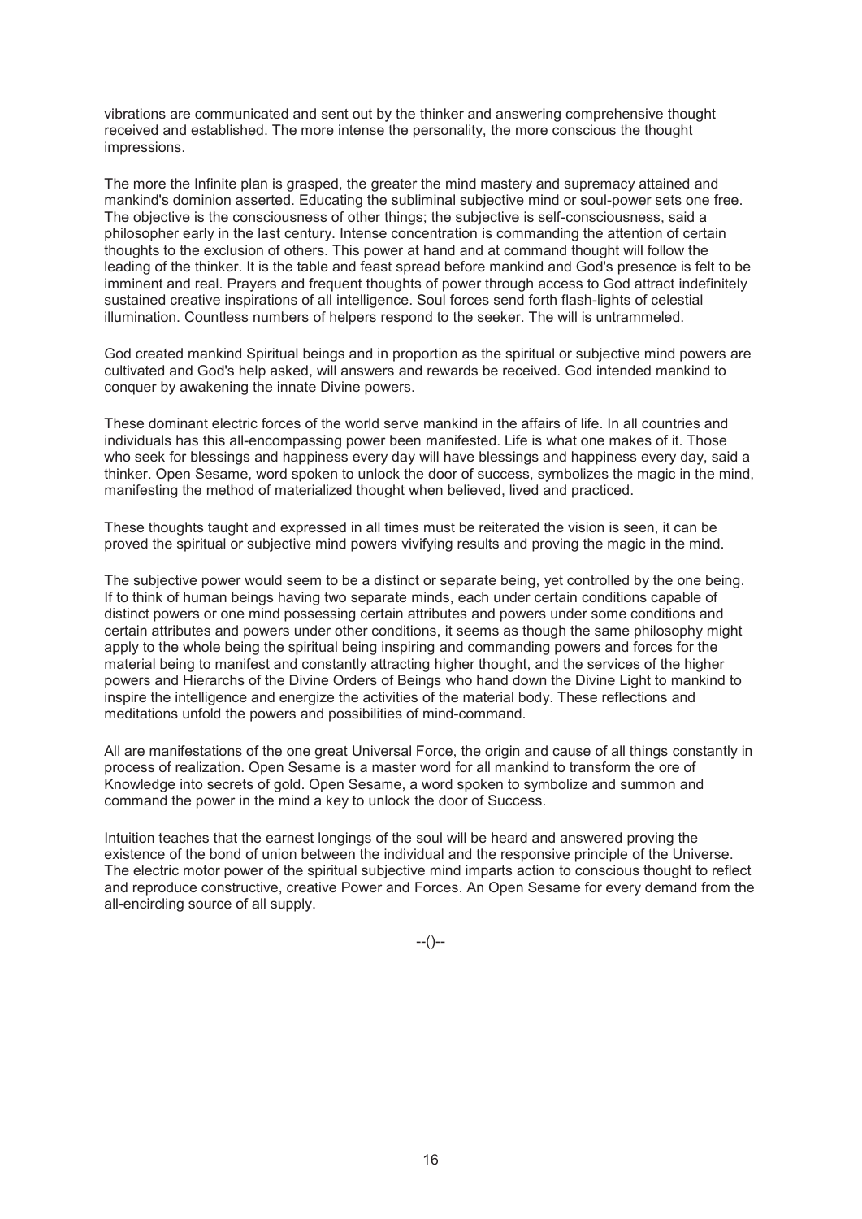vibrations are communicated and sent out by the thinker and answering comprehensive thought received and established. The more intense the personality, the more conscious the thought impressions.

The more the Infinite plan is grasped, the greater the mind mastery and supremacy attained and mankind's dominion asserted. Educating the subliminal subjective mind or soul-power sets one free. The objective is the consciousness of other things; the subjective is self-consciousness, said a philosopher early in the last century. Intense concentration is commanding the attention of certain thoughts to the exclusion of others. This power at hand and at command thought will follow the leading of the thinker. It is the table and feast spread before mankind and God's presence is felt to be imminent and real. Prayers and frequent thoughts of power through access to God attract indefinitely sustained creative inspirations of all intelligence. Soul forces send forth flash-lights of celestial illumination. Countless numbers of helpers respond to the seeker. The will is untrammeled.

God created mankind Spiritual beings and in proportion as the spiritual or subjective mind powers are cultivated and God's help asked, will answers and rewards be received. God intended mankind to conquer by awakening the innate Divine powers.

These dominant electric forces of the world serve mankind in the affairs of life. In all countries and individuals has this all-encompassing power been manifested. Life is what one makes of it. Those who seek for blessings and happiness every day will have blessings and happiness every day, said a thinker. Open Sesame, word spoken to unlock the door of success, symbolizes the magic in the mind, manifesting the method of materialized thought when believed, lived and practiced.

These thoughts taught and expressed in all times must be reiterated the vision is seen, it can be proved the spiritual or subjective mind powers vivifying results and proving the magic in the mind.

The subjective power would seem to be a distinct or separate being, yet controlled by the one being. If to think of human beings having two separate minds, each under certain conditions capable of distinct powers or one mind possessing certain attributes and powers under some conditions and certain attributes and powers under other conditions, it seems as though the same philosophy might apply to the whole being the spiritual being inspiring and commanding powers and forces for the material being to manifest and constantly attracting higher thought, and the services of the higher powers and Hierarchs of the Divine Orders of Beings who hand down the Divine Light to mankind to inspire the intelligence and energize the activities of the material body. These reflections and meditations unfold the powers and possibilities of mind-command.

All are manifestations of the one great Universal Force, the origin and cause of all things constantly in process of realization. Open Sesame is a master word for all mankind to transform the ore of Knowledge into secrets of gold. Open Sesame, a word spoken to symbolize and summon and command the power in the mind a key to unlock the door of Success.

Intuition teaches that the earnest longings of the soul will be heard and answered proving the existence of the bond of union between the individual and the responsive principle of the Universe. The electric motor power of the spiritual subjective mind imparts action to conscious thought to reflect and reproduce constructive, creative Power and Forces. An Open Sesame for every demand from the all-encircling source of all supply.

--()--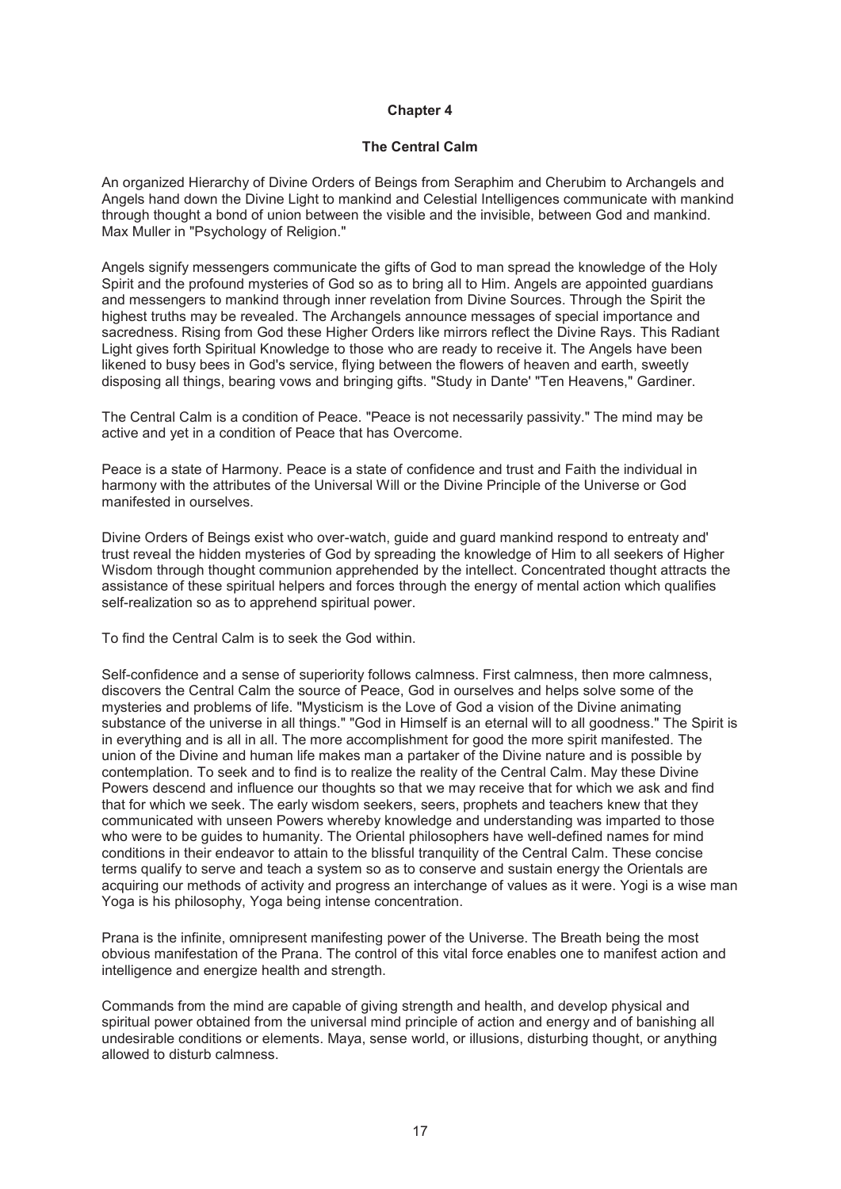## Chapter 4

## The Central Calm

An organized Hierarchy of Divine Orders of Beings from Seraphim and Cherubim to Archangels and Angels hand down the Divine Light to mankind and Celestial Intelligences communicate with mankind through thought a bond of union between the visible and the invisible, between God and mankind. Max Muller in "Psychology of Religion."

Angels signify messengers communicate the gifts of God to man spread the knowledge of the Holy Spirit and the profound mysteries of God so as to bring all to Him. Angels are appointed guardians and messengers to mankind through inner revelation from Divine Sources. Through the Spirit the highest truths may be revealed. The Archangels announce messages of special importance and sacredness. Rising from God these Higher Orders like mirrors reflect the Divine Rays. This Radiant Light gives forth Spiritual Knowledge to those who are ready to receive it. The Angels have been likened to busy bees in God's service, flying between the flowers of heaven and earth, sweetly disposing all things, bearing vows and bringing gifts. "Study in Dante' "Ten Heavens," Gardiner.

The Central Calm is a condition of Peace. "Peace is not necessarily passivity." The mind may be active and yet in a condition of Peace that has Overcome.

Peace is a state of Harmony. Peace is a state of confidence and trust and Faith the individual in harmony with the attributes of the Universal Will or the Divine Principle of the Universe or God manifested in ourselves.

Divine Orders of Beings exist who over-watch, guide and guard mankind respond to entreaty and' trust reveal the hidden mysteries of God by spreading the knowledge of Him to all seekers of Higher Wisdom through thought communion apprehended by the intellect. Concentrated thought attracts the assistance of these spiritual helpers and forces through the energy of mental action which qualifies self-realization so as to apprehend spiritual power.

To find the Central Calm is to seek the God within.

Self-confidence and a sense of superiority follows calmness. First calmness, then more calmness, discovers the Central Calm the source of Peace, God in ourselves and helps solve some of the mysteries and problems of life. "Mysticism is the Love of God a vision of the Divine animating substance of the universe in all things." "God in Himself is an eternal will to all goodness." The Spirit is in everything and is all in all. The more accomplishment for good the more spirit manifested. The union of the Divine and human life makes man a partaker of the Divine nature and is possible by contemplation. To seek and to find is to realize the reality of the Central Calm. May these Divine Powers descend and influence our thoughts so that we may receive that for which we ask and find that for which we seek. The early wisdom seekers, seers, prophets and teachers knew that they communicated with unseen Powers whereby knowledge and understanding was imparted to those who were to be guides to humanity. The Oriental philosophers have well-defined names for mind conditions in their endeavor to attain to the blissful tranquility of the Central Calm. These concise terms qualify to serve and teach a system so as to conserve and sustain energy the Orientals are acquiring our methods of activity and progress an interchange of values as it were. Yogi is a wise man Yoga is his philosophy, Yoga being intense concentration.

Prana is the infinite, omnipresent manifesting power of the Universe. The Breath being the most obvious manifestation of the Prana. The control of this vital force enables one to manifest action and intelligence and energize health and strength.

Commands from the mind are capable of giving strength and health, and develop physical and spiritual power obtained from the universal mind principle of action and energy and of banishing all undesirable conditions or elements. Maya, sense world, or illusions, disturbing thought, or anything allowed to disturb calmness.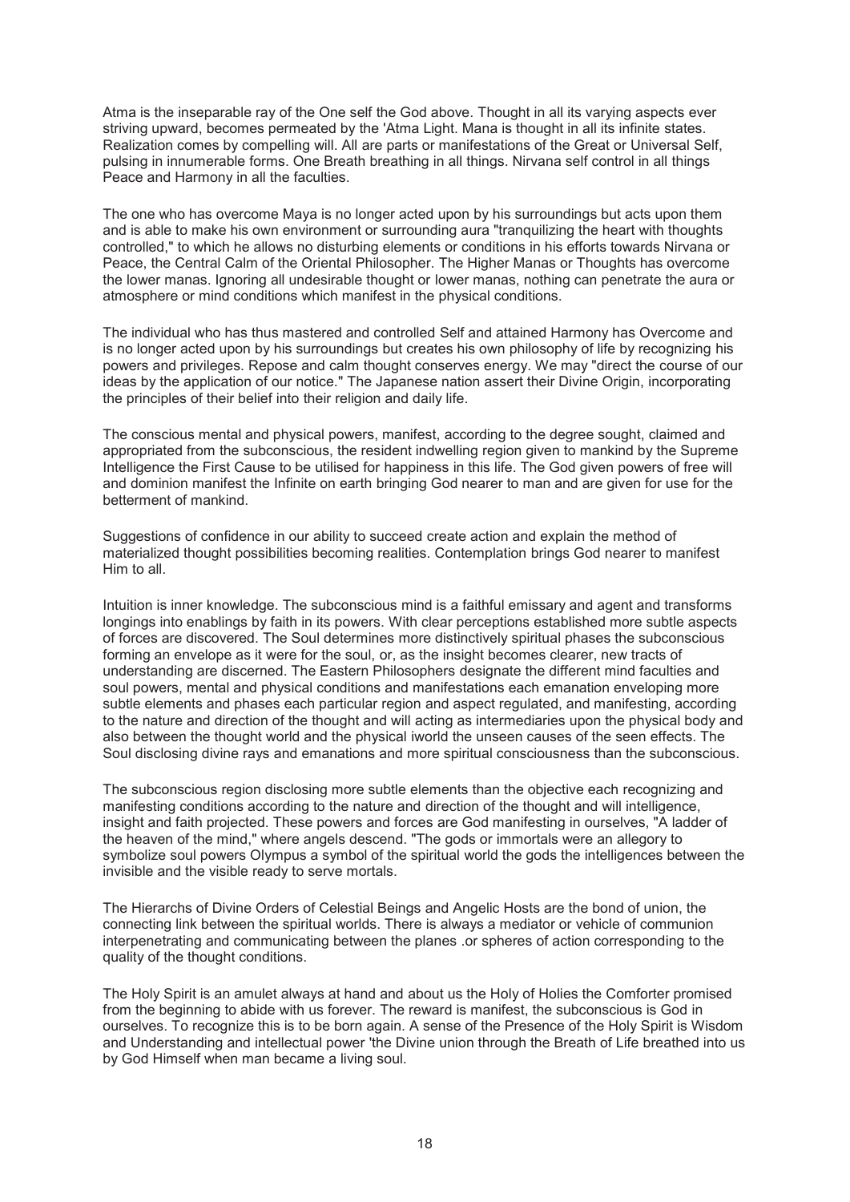Atma is the inseparable ray of the One self the God above. Thought in all its varying aspects ever striving upward, becomes permeated by the 'Atma Light. Mana is thought in all its infinite states. Realization comes by compelling will. All are parts or manifestations of the Great or Universal Self, pulsing in innumerable forms. One Breath breathing in all things. Nirvana self control in all things Peace and Harmony in all the faculties.

The one who has overcome Maya is no longer acted upon by his surroundings but acts upon them and is able to make his own environment or surrounding aura "tranquilizing the heart with thoughts controlled," to which he allows no disturbing elements or conditions in his efforts towards Nirvana or Peace, the Central Calm of the Oriental Philosopher. The Higher Manas or Thoughts has overcome the lower manas. Ignoring all undesirable thought or lower manas, nothing can penetrate the aura or atmosphere or mind conditions which manifest in the physical conditions.

The individual who has thus mastered and controlled Self and attained Harmony has Overcome and is no longer acted upon by his surroundings but creates his own philosophy of life by recognizing his powers and privileges. Repose and calm thought conserves energy. We may "direct the course of our ideas by the application of our notice." The Japanese nation assert their Divine Origin, incorporating the principles of their belief into their religion and daily life.

The conscious mental and physical powers, manifest, according to the degree sought, claimed and appropriated from the subconscious, the resident indwelling region given to mankind by the Supreme Intelligence the First Cause to be utilised for happiness in this life. The God given powers of free will and dominion manifest the Infinite on earth bringing God nearer to man and are given for use for the betterment of mankind.

Suggestions of confidence in our ability to succeed create action and explain the method of materialized thought possibilities becoming realities. Contemplation brings God nearer to manifest Him to all.

Intuition is inner knowledge. The subconscious mind is a faithful emissary and agent and transforms longings into enablings by faith in its powers. With clear perceptions established more subtle aspects of forces are discovered. The Soul determines more distinctively spiritual phases the subconscious forming an envelope as it were for the soul, or, as the insight becomes clearer, new tracts of understanding are discerned. The Eastern Philosophers designate the different mind faculties and soul powers, mental and physical conditions and manifestations each emanation enveloping more subtle elements and phases each particular region and aspect regulated, and manifesting, according to the nature and direction of the thought and will acting as intermediaries upon the physical body and also between the thought world and the physical iworld the unseen causes of the seen effects. The Soul disclosing divine rays and emanations and more spiritual consciousness than the subconscious.

The subconscious region disclosing more subtle elements than the objective each recognizing and manifesting conditions according to the nature and direction of the thought and will intelligence, insight and faith projected. These powers and forces are God manifesting in ourselves, "A ladder of the heaven of the mind," where angels descend. "The gods or immortals were an allegory to symbolize soul powers Olympus a symbol of the spiritual world the gods the intelligences between the invisible and the visible ready to serve mortals.

The Hierarchs of Divine Orders of Celestial Beings and Angelic Hosts are the bond of union, the connecting link between the spiritual worlds. There is always a mediator or vehicle of communion interpenetrating and communicating between the planes .or spheres of action corresponding to the quality of the thought conditions.

The Holy Spirit is an amulet always at hand and about us the Holy of Holies the Comforter promised from the beginning to abide with us forever. The reward is manifest, the subconscious is God in ourselves. To recognize this is to be born again. A sense of the Presence of the Holy Spirit is Wisdom and Understanding and intellectual power 'the Divine union through the Breath of Life breathed into us by God Himself when man became a living soul.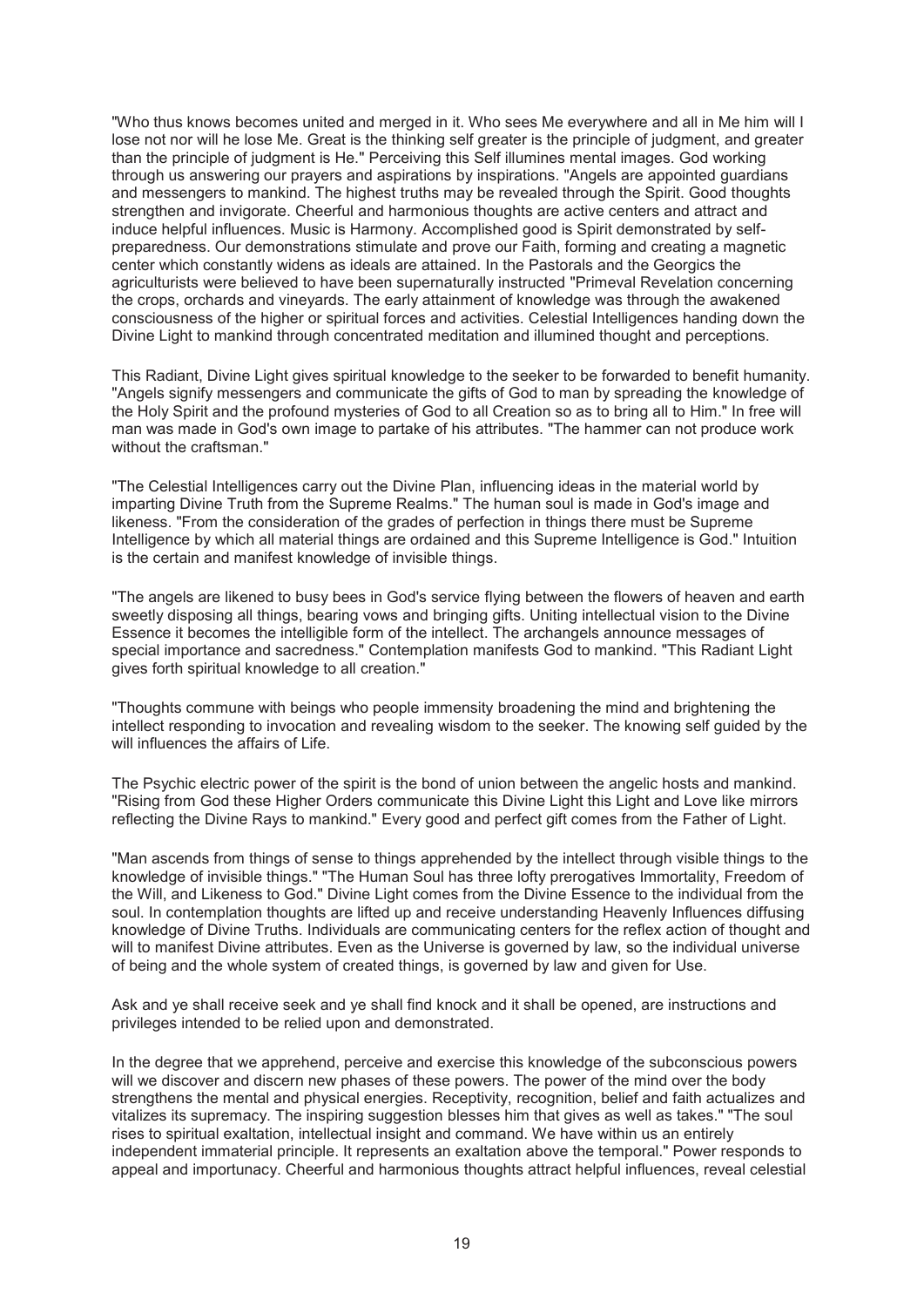"Who thus knows becomes united and merged in it. Who sees Me everywhere and all in Me him will I lose not nor will he lose Me. Great is the thinking self greater is the principle of judgment, and greater than the principle of judgment is He." Perceiving this Self illumines mental images. God working through us answering our prayers and aspirations by inspirations. "Angels are appointed guardians and messengers to mankind. The highest truths may be revealed through the Spirit. Good thoughts strengthen and invigorate. Cheerful and harmonious thoughts are active centers and attract and induce helpful influences. Music is Harmony. Accomplished good is Spirit demonstrated by self-preparedness. Our demonstrations stimulate and prove our Faith, forming and creating a magnetic center which constantly widens as ideals are attained. In the Pastorals and the Georgics the agriculturists were believed to have been supernaturally instructed "Primeval Revelation concerning the crops, orchards and vineyards. The early attainment of knowledge was through the awakened consciousness of the higher or spiritual forces and activities. Celestial Intelligences handing down the Divine Light to mankind through concentrated meditation and illumined thought and perceptions.

This Radiant, Divine Light gives spiritual knowledge to the seeker to be forwarded to benefit humanity. "Angels signify messengers and communicate the gifts of God to man by spreading the knowledge of the Holy Spirit and the profound mysteries of God to all Creation so as to bring all to Him." In free will man was made in God's own image to partake of his attributes. "The hammer can not produce work without the craftsman."

"The Celestial Intelligences carry out the Divine Plan, influencing ideas in the material world by imparting Divine Truth from the Supreme Realms." The human soul is made in God's image and likeness. "From the consideration of the grades of perfection in things there must be Supreme Intelligence by which all material things are ordained and this Supreme Intelligence is God." Intuition is the certain and manifest knowledge of invisible things.

"The angels are likened to busy bees in God's service flying between the flowers of heaven and earth sweetly disposing all things, bearing vows and bringing gifts. Uniting intellectual vision to the Divine Essence it becomes the intelligible form of the intellect. The archangels announce messages of special importance and sacredness." Contemplation manifests God to mankind. "This Radiant Light gives forth spiritual knowledge to all creation."

"Thoughts commune with beings who people immensity broadening the mind and brightening the intellect responding to invocation and revealing wisdom to the seeker. The knowing self guided by the will influences the affairs of Life.

The Psychic electric power of the spirit is the bond of union between the angelic hosts and mankind. "Rising from God these Higher Orders communicate this Divine Light this Light and Love like mirrors reflecting the Divine Rays to mankind." Every good and perfect gift comes from the Father of Light.

"Man ascends from things of sense to things apprehended by the intellect through visible things to the knowledge of invisible things." "The Human Soul has three lofty prerogatives Immortality, Freedom of the Will, and Likeness to God." Divine Light comes from the Divine Essence to the individual from the soul. In contemplation thoughts are lifted up and receive understanding Heavenly Influences diffusing knowledge of Divine Truths. Individuals are communicating centers for the reflex action of thought and will to manifest Divine attributes. Even as the Universe is governed by law, so the individual universe of being and the whole system of created things, is governed by law and given for Use.

Ask and ye shall receive seek and ye shall find knock and it shall be opened, are instructions and privileges intended to be relied upon and demonstrated.

In the degree that we apprehend, perceive and exercise this knowledge of the subconscious powers will we discover and discern new phases of these powers. The power of the mind over the body strengthens the mental and physical energies. Receptivity, recognition, belief and faith actualizes and vitalizes its supremacy. The inspiring suggestion blesses him that gives as well as takes." "The soul rises to spiritual exaltation, intellectual insight and command. We have within us an entirely independent immaterial principle. It represents an exaltation above the temporal." Power responds to appeal and importunacy. Cheerful and harmonious thoughts attract helpful influences, reveal celestial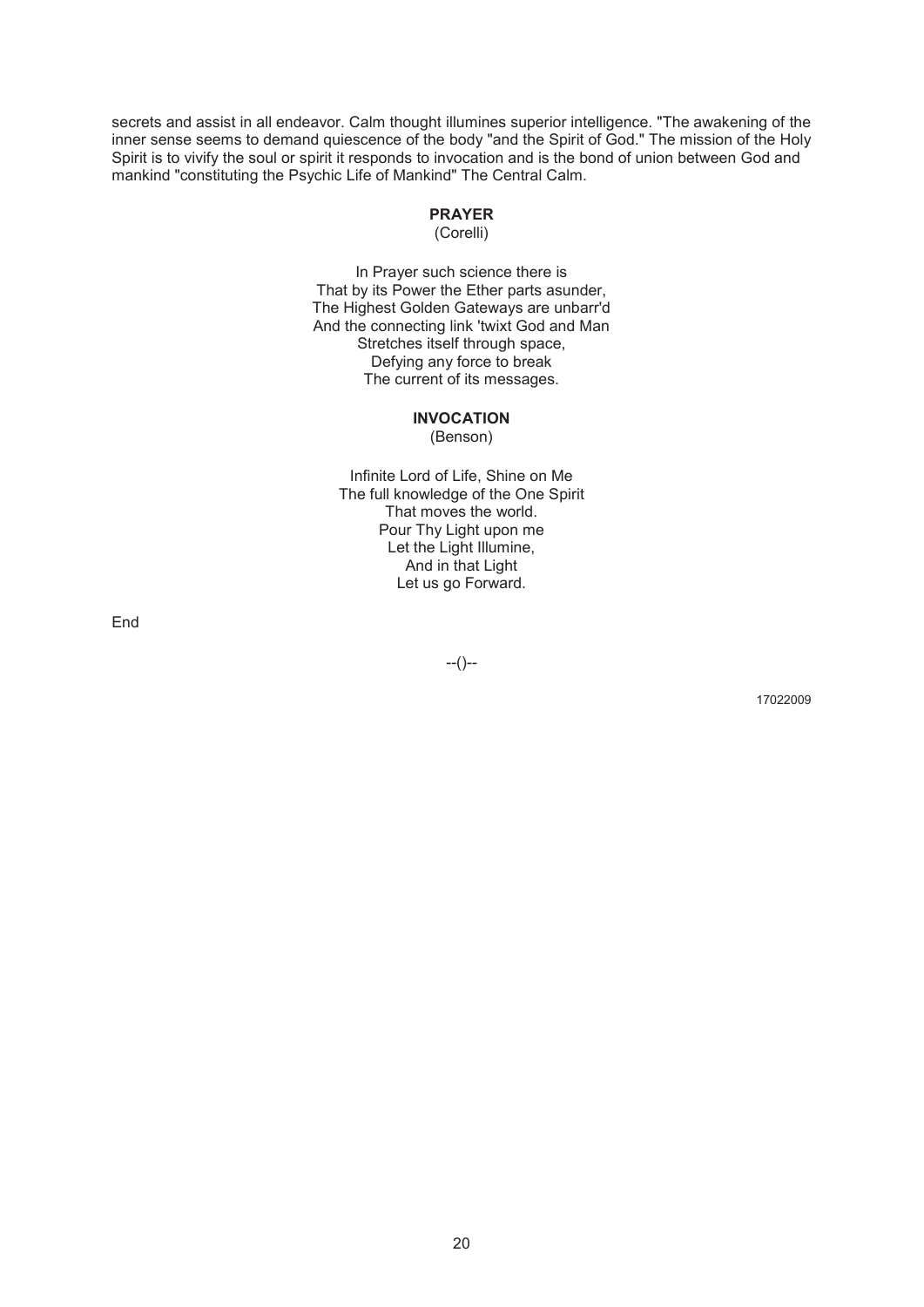secrets and assist in all endeavor. Calm thought illumines superior intelligence. "The awakening of the inner sense seems to demand quiescence of the body "and the Spirit of God." The mission of the Holy Spirit is to vivify the soul or spirit it responds to invocation and is the bond of union between God and mankind "constituting the Psychic Life of Mankind" The Central Calm.

**PRAYER**

(Corelli)

In Prayer such science there is
That by its Power the Ether parts asunder,
The Highest Golden Gateways are unbarr'd
And the connecting link 'twixt God and Man
Stretches itself through space,
Defying any force to break
The current of its messages.

**INVOCATION**

(Benson)

Infinite Lord of Life, Shine on Me
The full knowledge of the One Spirit
That moves the world.
Pour Thy Light upon me
Let the Light Illumine,
And in that Light
Let us go Forward.

End

--()--

17022009